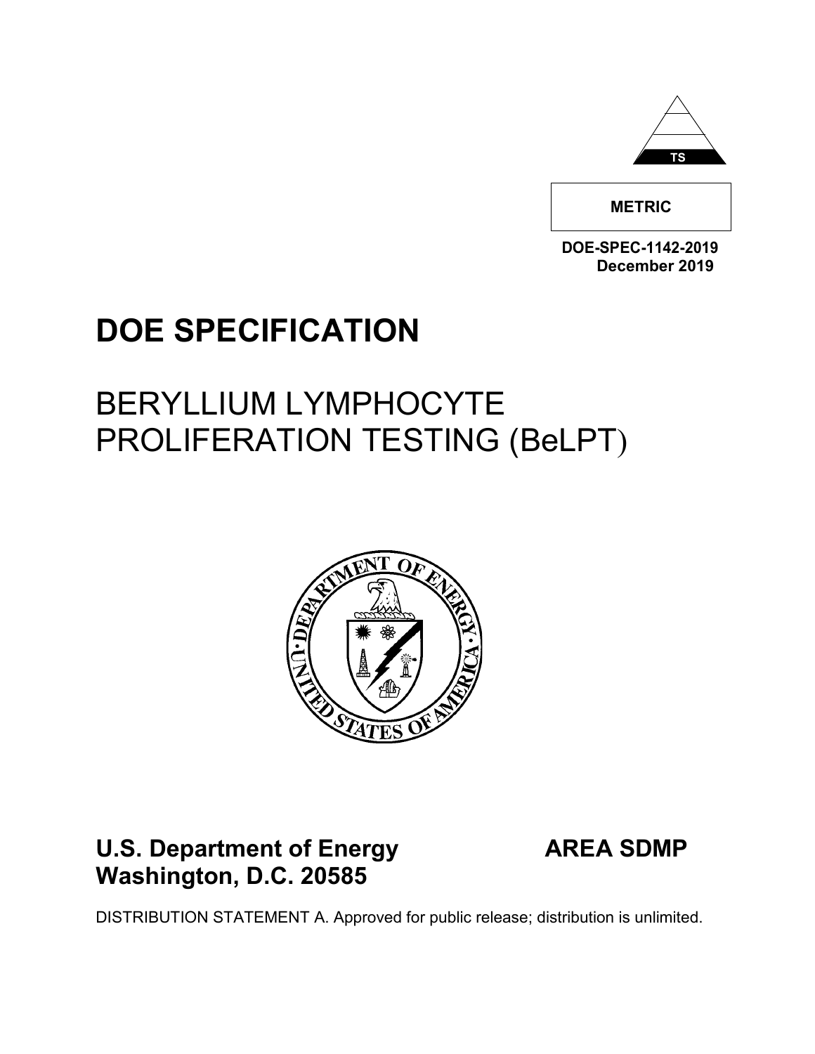TS

**METRIC**

**DOE-SPEC-1142-2019**
**December 2019**

# DOE SPECIFICATION

## BERYLLIUM LYMPHOCYTE PROLIFERATION TESTING (BeLPT)

**U.S. Department of Energy**
**Washington, D.C. 20585**

**AREA SDMP**

DISTRIBUTION STATEMENT A. Approved for public release; distribution is unlimited.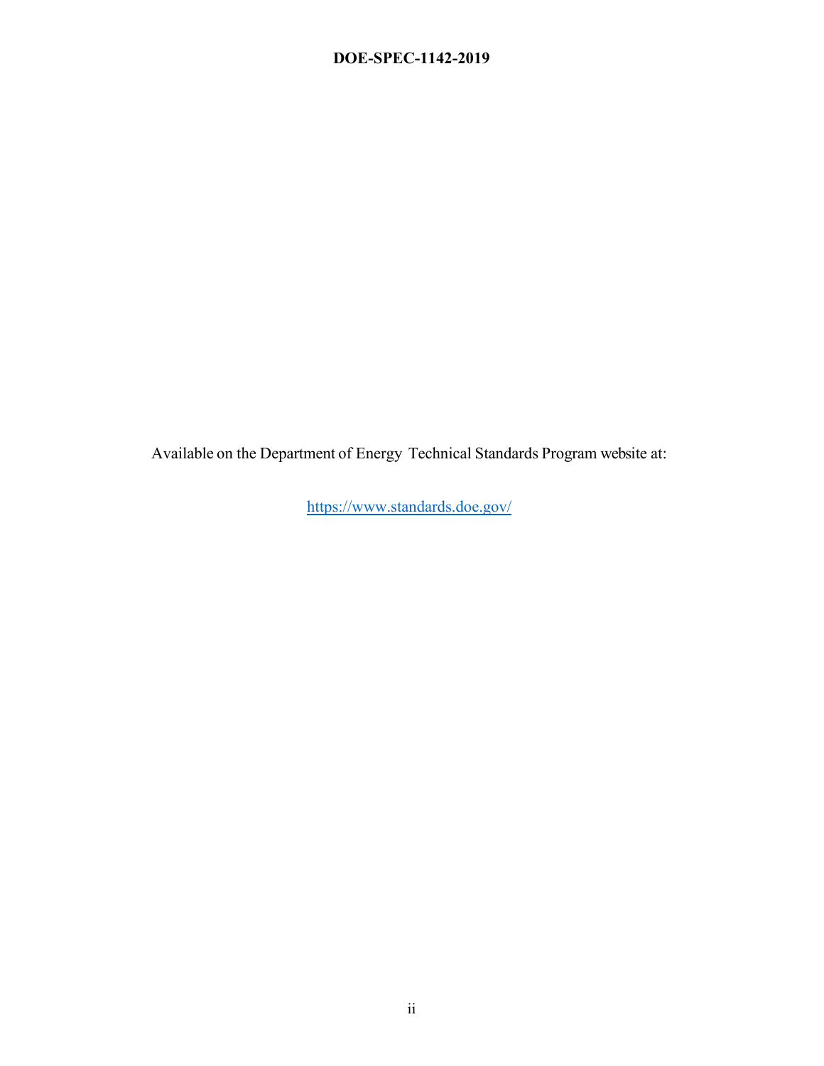Available on the Department of Energy Technical Standards Program website at:

https://www.standards.doe.gov/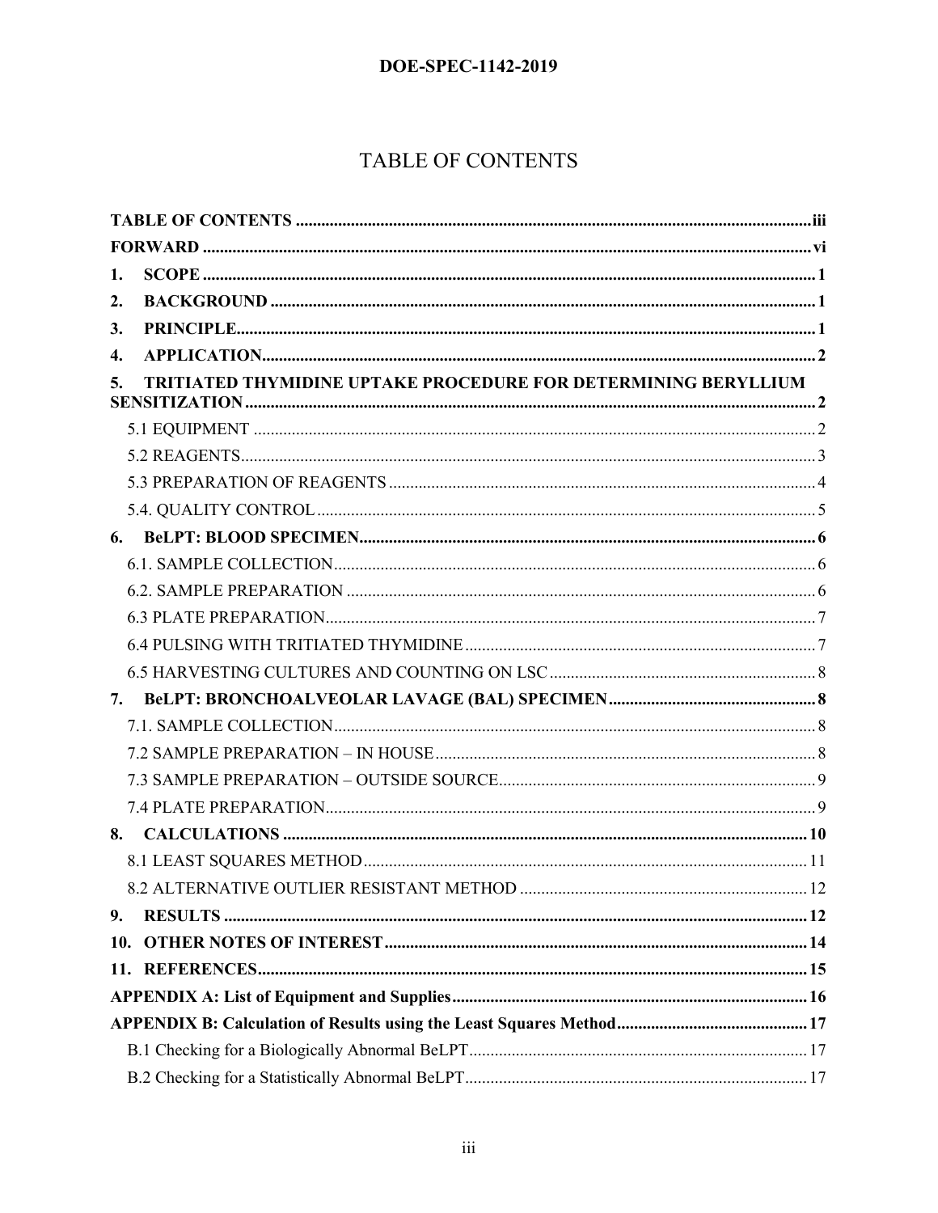# TABLE OF CONTENTS

**TABLE OF CONTENTS** .......... iii

**FORWARD** .......... vi

**1. SCOPE** .......... 1

**2. BACKGROUND** .......... 1

**3. PRINCIPLE** .......... 1

**4. APPLICATION** .......... 2

**5. TRITIATED THYMIDINE UPTAKE PROCEDURE FOR DETERMINING BERYLLIUM SENSITIZATION** .......... 2

- 5.1 EQUIPMENT .......... 2
- 5.2 REAGENTS .......... 3
- 5.3 PREPARATION OF REAGENTS .......... 4
- 5.4. QUALITY CONTROL .......... 5

**6. BeLPT: BLOOD SPECIMEN** .......... 6

- 6.1. SAMPLE COLLECTION .......... 6
- 6.2. SAMPLE PREPARATION .......... 6
- 6.3 PLATE PREPARATION .......... 7
- 6.4 PULSING WITH TRITIATED THYMIDINE .......... 7
- 6.5 HARVESTING CULTURES AND COUNTING ON LSC .......... 8

**7. BeLPT: BRONCHOALVEOLAR LAVAGE (BAL) SPECIMEN** .......... 8

- 7.1. SAMPLE COLLECTION .......... 8
- 7.2 SAMPLE PREPARATION – IN HOUSE .......... 8
- 7.3 SAMPLE PREPARATION – OUTSIDE SOURCE .......... 9
- 7.4 PLATE PREPARATION .......... 9

**8. CALCULATIONS** .......... 10

- 8.1 LEAST SQUARES METHOD .......... 11
- 8.2 ALTERNATIVE OUTLIER RESISTANT METHOD .......... 12

**9. RESULTS** .......... 12

**10. OTHER NOTES OF INTEREST** .......... 14

**11. REFERENCES** .......... 15

**APPENDIX A: List of Equipment and Supplies** .......... 16

**APPENDIX B: Calculation of Results using the Least Squares Method** .......... 17

- B.1 Checking for a Biologically Abnormal BeLPT .......... 17
- B.2 Checking for a Statistically Abnormal BeLPT .......... 17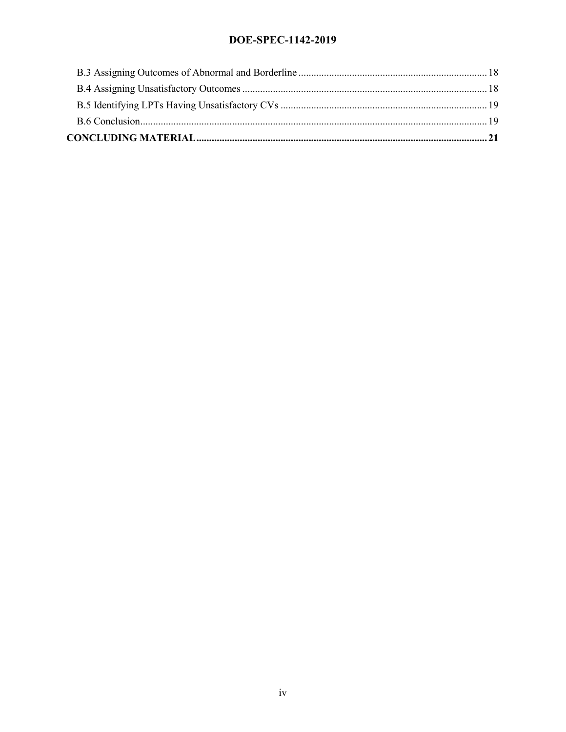B.3 Assigning Outcomes of Abnormal and Borderline ........ 18

B.4 Assigning Unsatisfactory Outcomes ........ 18

B.5 Identifying LPTs Having Unsatisfactory CVs ........ 19

B.6 Conclusion ........ 19

**CONCLUDING MATERIAL ........ 21**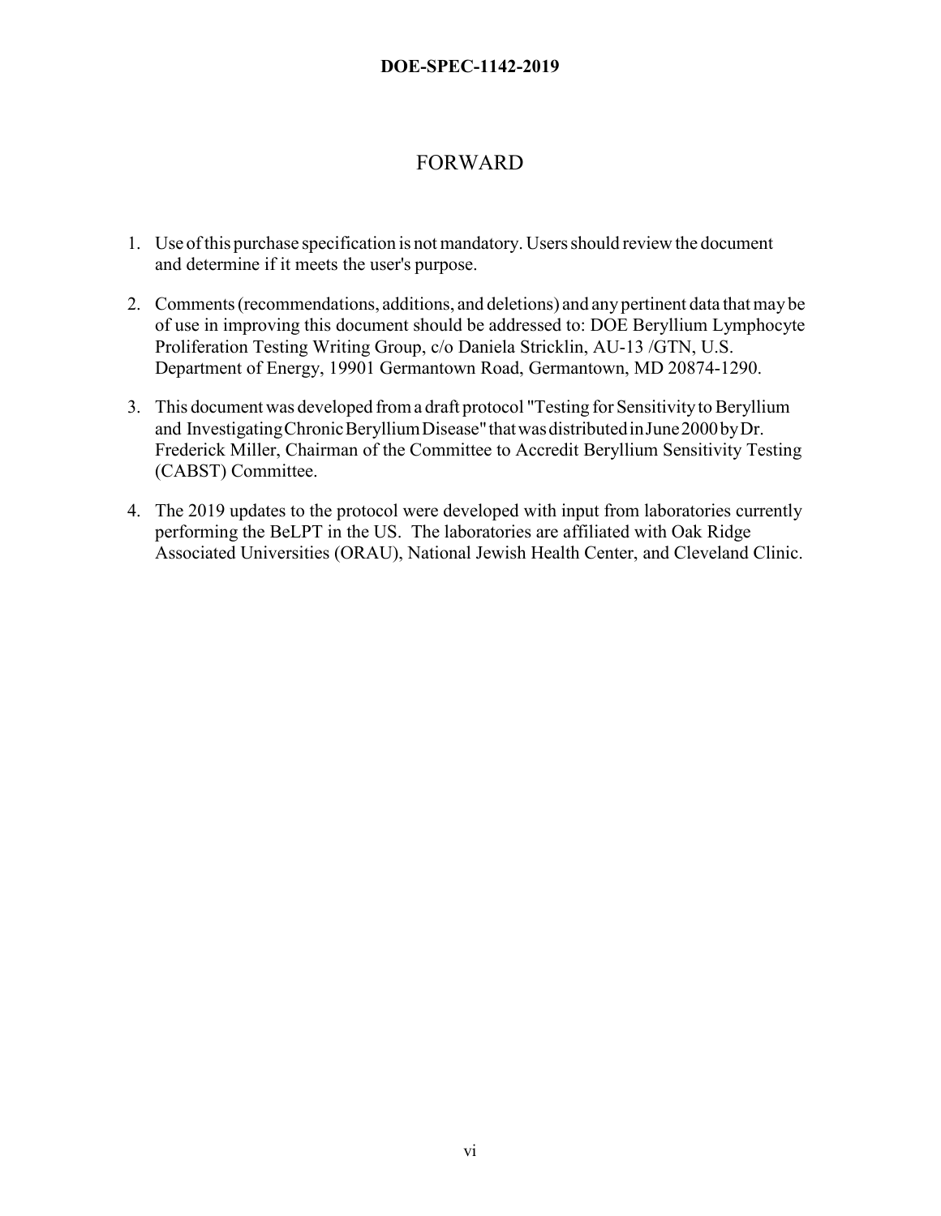# FORWARD

1. Use of this purchase specification is not mandatory. Users should review the document and determine if it meets the user's purpose.

2. Comments (recommendations, additions, and deletions) and any pertinent data that may be of use in improving this document should be addressed to: DOE Beryllium Lymphocyte Proliferation Testing Writing Group, c/o Daniela Stricklin, AU-13 /GTN, U.S. Department of Energy, 19901 Germantown Road, Germantown, MD 20874-1290.

3. This document was developed from a draft protocol "Testing for Sensitivity to Beryllium and Investigating Chronic Beryllium Disease" that was distributed in June 2000 by Dr. Frederick Miller, Chairman of the Committee to Accredit Beryllium Sensitivity Testing (CABST) Committee.

4. The 2019 updates to the protocol were developed with input from laboratories currently performing the BeLPT in the US. The laboratories are affiliated with Oak Ridge Associated Universities (ORAU), National Jewish Health Center, and Cleveland Clinic.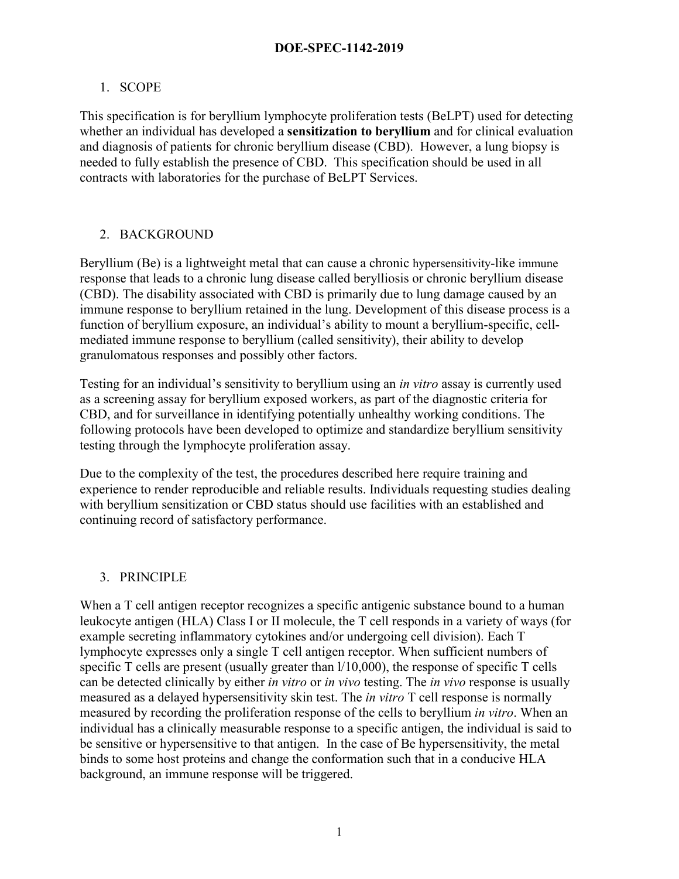## 1. SCOPE

This specification is for beryllium lymphocyte proliferation tests (BeLPT) used for detecting whether an individual has developed a **sensitization to beryllium** and for clinical evaluation and diagnosis of patients for chronic beryllium disease (CBD). However, a lung biopsy is needed to fully establish the presence of CBD. This specification should be used in all contracts with laboratories for the purchase of BeLPT Services.

## 2. BACKGROUND

Beryllium (Be) is a lightweight metal that can cause a chronic hypersensitivity-like immune response that leads to a chronic lung disease called berylliosis or chronic beryllium disease (CBD). The disability associated with CBD is primarily due to lung damage caused by an immune response to beryllium retained in the lung. Development of this disease process is a function of beryllium exposure, an individual's ability to mount a beryllium-specific, cell-mediated immune response to beryllium (called sensitivity), their ability to develop granulomatous responses and possibly other factors.

Testing for an individual's sensitivity to beryllium using an *in vitro* assay is currently used as a screening assay for beryllium exposed workers, as part of the diagnostic criteria for CBD, and for surveillance in identifying potentially unhealthy working conditions. The following protocols have been developed to optimize and standardize beryllium sensitivity testing through the lymphocyte proliferation assay.

Due to the complexity of the test, the procedures described here require training and experience to render reproducible and reliable results. Individuals requesting studies dealing with beryllium sensitization or CBD status should use facilities with an established and continuing record of satisfactory performance.

## 3. PRINCIPLE

When a T cell antigen receptor recognizes a specific antigenic substance bound to a human leukocyte antigen (HLA) Class I or II molecule, the T cell responds in a variety of ways (for example secreting inflammatory cytokines and/or undergoing cell division). Each T lymphocyte expresses only a single T cell antigen receptor. When sufficient numbers of specific T cells are present (usually greater than l/10,000), the response of specific T cells can be detected clinically by either *in vitro* or *in vivo* testing. The *in vivo* response is usually measured as a delayed hypersensitivity skin test. The *in vitro* T cell response is normally measured by recording the proliferation response of the cells to beryllium *in vitro*. When an individual has a clinically measurable response to a specific antigen, the individual is said to be sensitive or hypersensitive to that antigen. In the case of Be hypersensitivity, the metal binds to some host proteins and change the conformation such that in a conducive HLA background, an immune response will be triggered.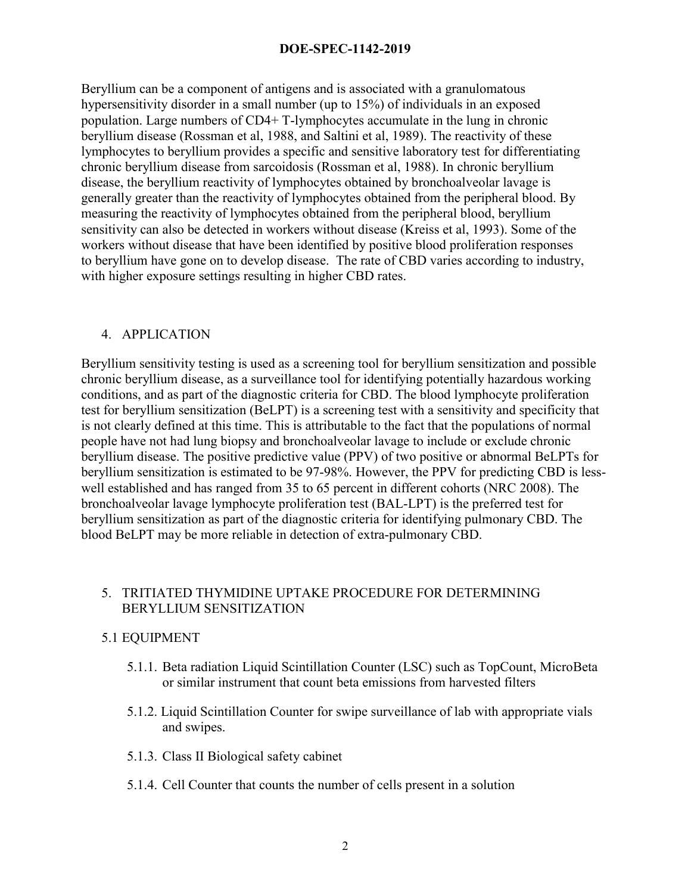Beryllium can be a component of antigens and is associated with a granulomatous hypersensitivity disorder in a small number (up to 15%) of individuals in an exposed population. Large numbers of CD4+ T-lymphocytes accumulate in the lung in chronic beryllium disease (Rossman et al, 1988, and Saltini et al, 1989). The reactivity of these lymphocytes to beryllium provides a specific and sensitive laboratory test for differentiating chronic beryllium disease from sarcoidosis (Rossman et al, 1988). In chronic beryllium disease, the beryllium reactivity of lymphocytes obtained by bronchoalveolar lavage is generally greater than the reactivity of lymphocytes obtained from the peripheral blood. By measuring the reactivity of lymphocytes obtained from the peripheral blood, beryllium sensitivity can also be detected in workers without disease (Kreiss et al, 1993). Some of the workers without disease that have been identified by positive blood proliferation responses to beryllium have gone on to develop disease. The rate of CBD varies according to industry, with higher exposure settings resulting in higher CBD rates.

## 4. APPLICATION

Beryllium sensitivity testing is used as a screening tool for beryllium sensitization and possible chronic beryllium disease, as a surveillance tool for identifying potentially hazardous working conditions, and as part of the diagnostic criteria for CBD. The blood lymphocyte proliferation test for beryllium sensitization (BeLPT) is a screening test with a sensitivity and specificity that is not clearly defined at this time. This is attributable to the fact that the populations of normal people have not had lung biopsy and bronchoalveolar lavage to include or exclude chronic beryllium disease. The positive predictive value (PPV) of two positive or abnormal BeLPTs for beryllium sensitization is estimated to be 97-98%. However, the PPV for predicting CBD is less-well established and has ranged from 35 to 65 percent in different cohorts (NRC 2008). The bronchoalveolar lavage lymphocyte proliferation test (BAL-LPT) is the preferred test for beryllium sensitization as part of the diagnostic criteria for identifying pulmonary CBD. The blood BeLPT may be more reliable in detection of extra-pulmonary CBD.

## 5. TRITIATED THYMIDINE UPTAKE PROCEDURE FOR DETERMINING BERYLLIUM SENSITIZATION

### 5.1 EQUIPMENT

5.1.1. Beta radiation Liquid Scintillation Counter (LSC) such as TopCount, MicroBeta or similar instrument that count beta emissions from harvested filters

5.1.2. Liquid Scintillation Counter for swipe surveillance of lab with appropriate vials and swipes.

5.1.3. Class II Biological safety cabinet

5.1.4. Cell Counter that counts the number of cells present in a solution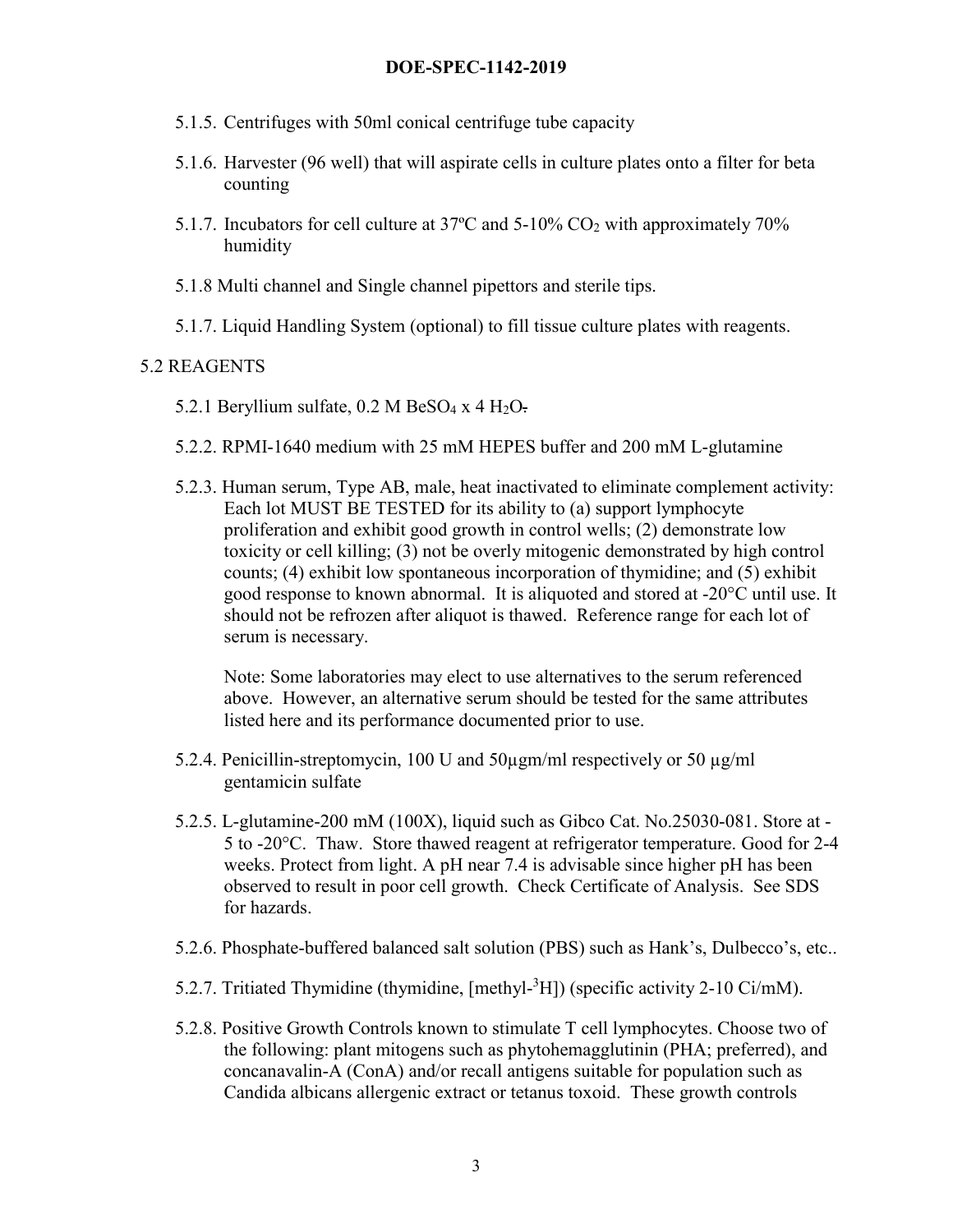- 5.1.5. Centrifuges with 50ml conical centrifuge tube capacity
- 5.1.6. Harvester (96 well) that will aspirate cells in culture plates onto a filter for beta counting
- 5.1.7. Incubators for cell culture at 37ºC and 5-10% $CO_2$ with approximately 70% humidity
- 5.1.8 Multi channel and Single channel pipettors and sterile tips.
- 5.1.7. Liquid Handling System (optional) to fill tissue culture plates with reagents.

5.2 REAGENTS

- 5.2.1 Beryllium sulfate, 0.2 M $BeSO_4$ x 4 $H_2O$.
- 5.2.2. RPMI-1640 medium with 25 mM HEPES buffer and 200 mM L-glutamine
- 5.2.3. Human serum, Type AB, male, heat inactivated to eliminate complement activity: Each lot MUST BE TESTED for its ability to (a) support lymphocyte proliferation and exhibit good growth in control wells; (2) demonstrate low toxicity or cell killing; (3) not be overly mitogenic demonstrated by high control counts; (4) exhibit low spontaneous incorporation of thymidine; and (5) exhibit good response to known abnormal. It is aliquoted and stored at -20°C until use. It should not be refrozen after aliquot is thawed. Reference range for each lot of serum is necessary.

  Note: Some laboratories may elect to use alternatives to the serum referenced above. However, an alternative serum should be tested for the same attributes listed here and its performance documented prior to use.

- 5.2.4. Penicillin-streptomycin, 100 U and 50µgm/ml respectively or 50 µg/ml gentamicin sulfate
- 5.2.5. L-glutamine-200 mM (100X), liquid such as Gibco Cat. No.25030-081. Store at -5 to -20°C. Thaw. Store thawed reagent at refrigerator temperature. Good for 2-4 weeks. Protect from light. A pH near 7.4 is advisable since higher pH has been observed to result in poor cell growth. Check Certificate of Analysis. See SDS for hazards.
- 5.2.6. Phosphate-buffered balanced salt solution (PBS) such as Hank's, Dulbecco's, etc..
- 5.2.7. Tritiated Thymidine (thymidine, [methyl-$^3$H]) (specific activity 2-10 Ci/mM).
- 5.2.8. Positive Growth Controls known to stimulate T cell lymphocytes. Choose two of the following: plant mitogens such as phytohemagglutinin (PHA; preferred), and concanavalin-A (ConA) and/or recall antigens suitable for population such as Candida albicans allergenic extract or tetanus toxoid. These growth controls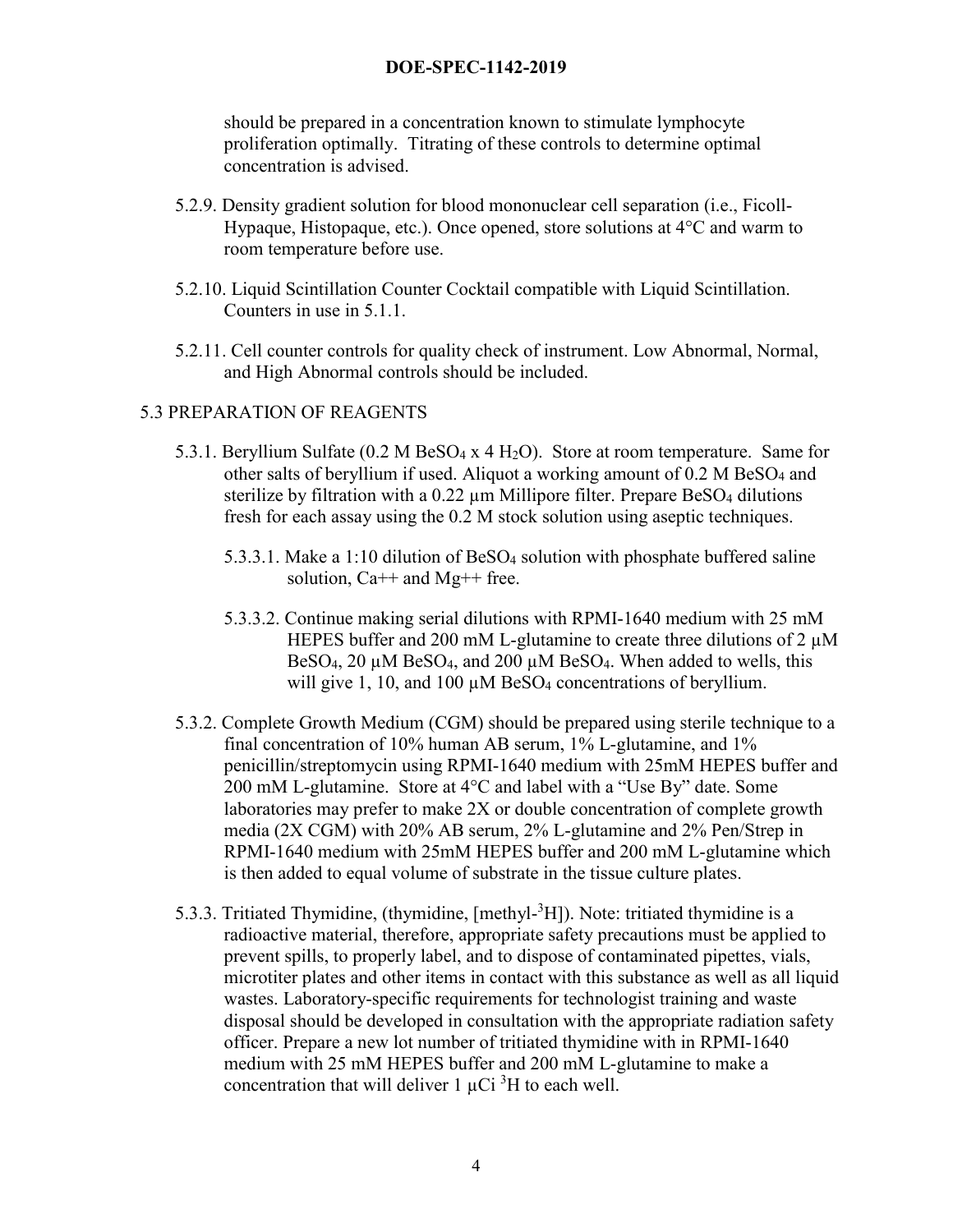should be prepared in a concentration known to stimulate lymphocyte proliferation optimally. Titrating of these controls to determine optimal concentration is advised.

5.2.9. Density gradient solution for blood mononuclear cell separation (i.e., Ficoll-Hypaque, Histopaque, etc.). Once opened, store solutions at 4°C and warm to room temperature before use.

5.2.10. Liquid Scintillation Counter Cocktail compatible with Liquid Scintillation. Counters in use in 5.1.1.

5.2.11. Cell counter controls for quality check of instrument. Low Abnormal, Normal, and High Abnormal controls should be included.

## 5.3 PREPARATION OF REAGENTS

5.3.1. Beryllium Sulfate (0.2 M $BeSO_4 \times 4\ H_2O$). Store at room temperature. Same for other salts of beryllium if used. Aliquot a working amount of 0.2 M $BeSO_4$ and sterilize by filtration with a 0.22 µm Millipore filter. Prepare $BeSO_4$ dilutions fresh for each assay using the 0.2 M stock solution using aseptic techniques.

5.3.3.1. Make a 1:10 dilution of $BeSO_4$ solution with phosphate buffered saline solution, Ca++ and Mg++ free.

5.3.3.2. Continue making serial dilutions with RPMI-1640 medium with 25 mM HEPES buffer and 200 mM L-glutamine to create three dilutions of 2 µM $BeSO_4$, 20 µM $BeSO_4$, and 200 µM $BeSO_4$. When added to wells, this will give 1, 10, and 100 µM $BeSO_4$ concentrations of beryllium.

5.3.2. Complete Growth Medium (CGM) should be prepared using sterile technique to a final concentration of 10% human AB serum, 1% L-glutamine, and 1% penicillin/streptomycin using RPMI-1640 medium with 25mM HEPES buffer and 200 mM L-glutamine. Store at 4°C and label with a "Use By" date. Some laboratories may prefer to make 2X or double concentration of complete growth media (2X CGM) with 20% AB serum, 2% L-glutamine and 2% Pen/Strep in RPMI-1640 medium with 25mM HEPES buffer and 200 mM L-glutamine which is then added to equal volume of substrate in the tissue culture plates.

5.3.3. Tritiated Thymidine, (thymidine, [methyl-$^3H$]). Note: tritiated thymidine is a radioactive material, therefore, appropriate safety precautions must be applied to prevent spills, to properly label, and to dispose of contaminated pipettes, vials, microtiter plates and other items in contact with this substance as well as all liquid wastes. Laboratory-specific requirements for technologist training and waste disposal should be developed in consultation with the appropriate radiation safety officer. Prepare a new lot number of tritiated thymidine with in RPMI-1640 medium with 25 mM HEPES buffer and 200 mM L-glutamine to make a concentration that will deliver 1 µCi $^3H$ to each well.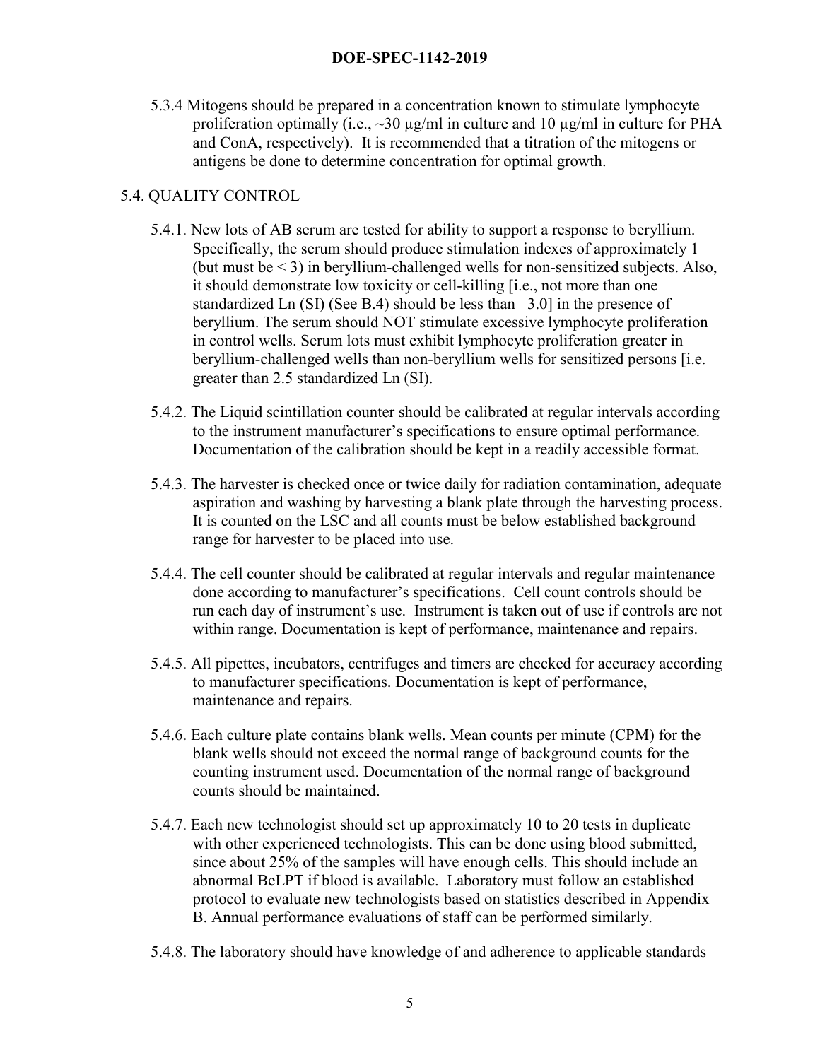5.3.4 Mitogens should be prepared in a concentration known to stimulate lymphocyte proliferation optimally (i.e., ~30 µg/ml in culture and 10 µg/ml in culture for PHA and ConA, respectively). It is recommended that a titration of the mitogens or antigens be done to determine concentration for optimal growth.

## 5.4. QUALITY CONTROL

5.4.1. New lots of AB serum are tested for ability to support a response to beryllium. Specifically, the serum should produce stimulation indexes of approximately 1 (but must be < 3) in beryllium-challenged wells for non-sensitized subjects. Also, it should demonstrate low toxicity or cell-killing [i.e., not more than one standardized Ln (SI) (See B.4) should be less than –3.0] in the presence of beryllium. The serum should NOT stimulate excessive lymphocyte proliferation in control wells. Serum lots must exhibit lymphocyte proliferation greater in beryllium-challenged wells than non-beryllium wells for sensitized persons [i.e. greater than 2.5 standardized Ln (SI).

5.4.2. The Liquid scintillation counter should be calibrated at regular intervals according to the instrument manufacturer's specifications to ensure optimal performance. Documentation of the calibration should be kept in a readily accessible format.

5.4.3. The harvester is checked once or twice daily for radiation contamination, adequate aspiration and washing by harvesting a blank plate through the harvesting process. It is counted on the LSC and all counts must be below established background range for harvester to be placed into use.

5.4.4. The cell counter should be calibrated at regular intervals and regular maintenance done according to manufacturer's specifications. Cell count controls should be run each day of instrument's use. Instrument is taken out of use if controls are not within range. Documentation is kept of performance, maintenance and repairs.

5.4.5. All pipettes, incubators, centrifuges and timers are checked for accuracy according to manufacturer specifications. Documentation is kept of performance, maintenance and repairs.

5.4.6. Each culture plate contains blank wells. Mean counts per minute (CPM) for the blank wells should not exceed the normal range of background counts for the counting instrument used. Documentation of the normal range of background counts should be maintained.

5.4.7. Each new technologist should set up approximately 10 to 20 tests in duplicate with other experienced technologists. This can be done using blood submitted, since about 25% of the samples will have enough cells. This should include an abnormal BeLPT if blood is available. Laboratory must follow an established protocol to evaluate new technologists based on statistics described in Appendix B. Annual performance evaluations of staff can be performed similarly.

5.4.8. The laboratory should have knowledge of and adherence to applicable standards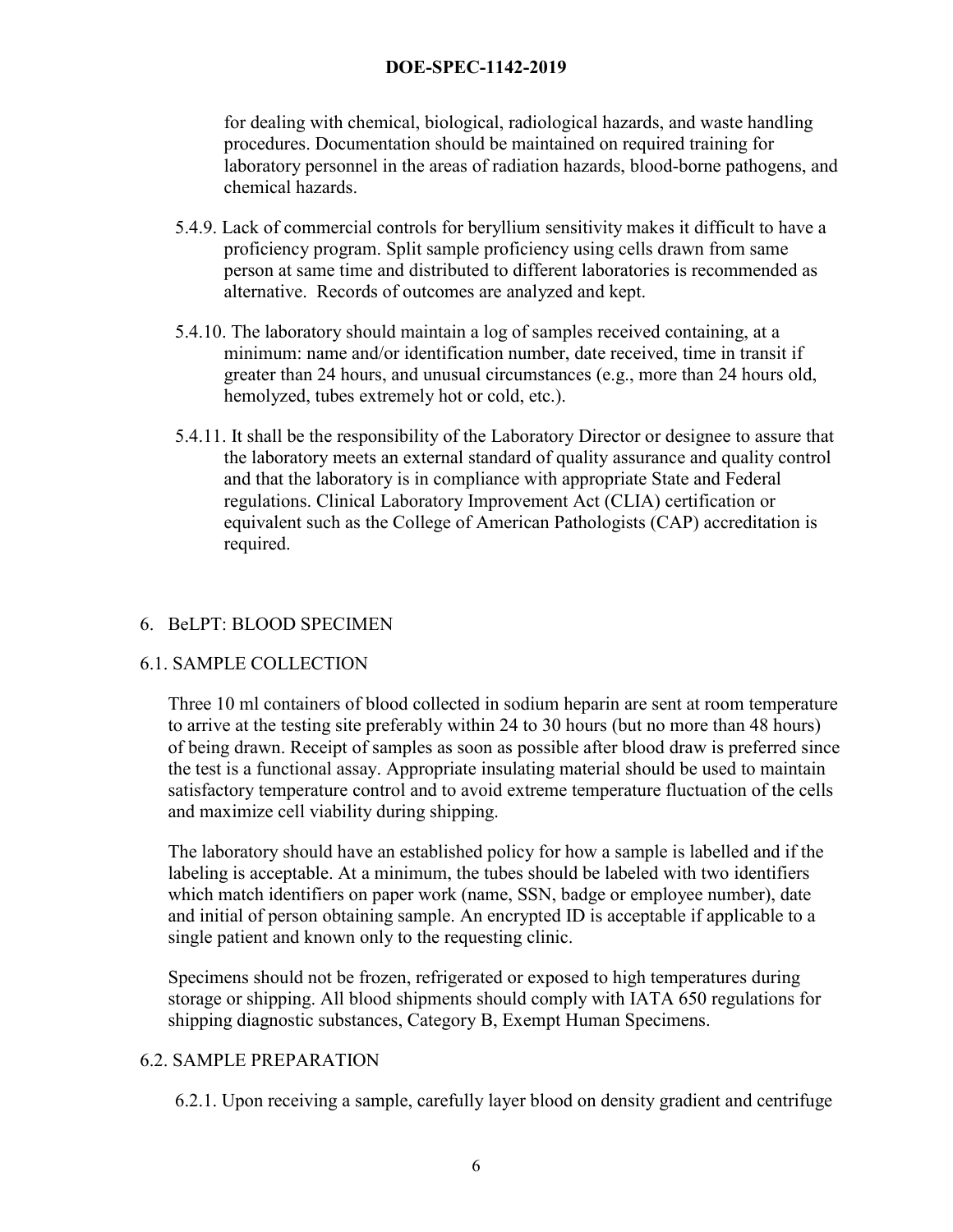for dealing with chemical, biological, radiological hazards, and waste handling procedures. Documentation should be maintained on required training for laboratory personnel in the areas of radiation hazards, blood-borne pathogens, and chemical hazards.

5.4.9. Lack of commercial controls for beryllium sensitivity makes it difficult to have a proficiency program. Split sample proficiency using cells drawn from same person at same time and distributed to different laboratories is recommended as alternative. Records of outcomes are analyzed and kept.

5.4.10. The laboratory should maintain a log of samples received containing, at a minimum: name and/or identification number, date received, time in transit if greater than 24 hours, and unusual circumstances (e.g., more than 24 hours old, hemolyzed, tubes extremely hot or cold, etc.).

5.4.11. It shall be the responsibility of the Laboratory Director or designee to assure that the laboratory meets an external standard of quality assurance and quality control and that the laboratory is in compliance with appropriate State and Federal regulations. Clinical Laboratory Improvement Act (CLIA) certification or equivalent such as the College of American Pathologists (CAP) accreditation is required.

## 6. BeLPT: BLOOD SPECIMEN

### 6.1. SAMPLE COLLECTION

Three 10 ml containers of blood collected in sodium heparin are sent at room temperature to arrive at the testing site preferably within 24 to 30 hours (but no more than 48 hours) of being drawn. Receipt of samples as soon as possible after blood draw is preferred since the test is a functional assay. Appropriate insulating material should be used to maintain satisfactory temperature control and to avoid extreme temperature fluctuation of the cells and maximize cell viability during shipping.

The laboratory should have an established policy for how a sample is labelled and if the labeling is acceptable. At a minimum, the tubes should be labeled with two identifiers which match identifiers on paper work (name, SSN, badge or employee number), date and initial of person obtaining sample. An encrypted ID is acceptable if applicable to a single patient and known only to the requesting clinic.

Specimens should not be frozen, refrigerated or exposed to high temperatures during storage or shipping. All blood shipments should comply with IATA 650 regulations for shipping diagnostic substances, Category B, Exempt Human Specimens.

### 6.2. SAMPLE PREPARATION

6.2.1. Upon receiving a sample, carefully layer blood on density gradient and centrifuge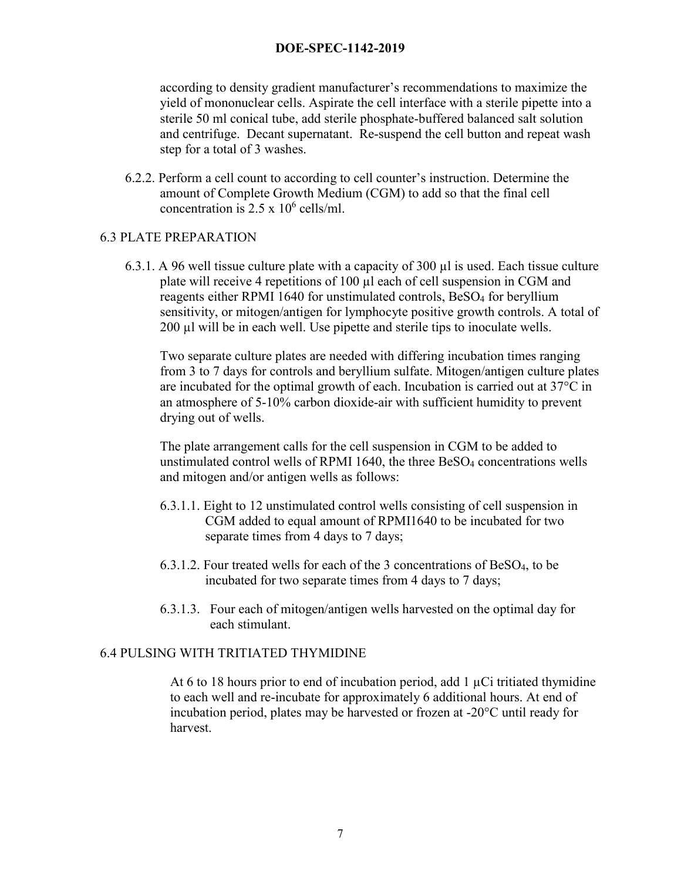according to density gradient manufacturer's recommendations to maximize the yield of mononuclear cells. Aspirate the cell interface with a sterile pipette into a sterile 50 ml conical tube, add sterile phosphate-buffered balanced salt solution and centrifuge. Decant supernatant. Re-suspend the cell button and repeat wash step for a total of 3 washes.

6.2.2. Perform a cell count to according to cell counter's instruction. Determine the amount of Complete Growth Medium (CGM) to add so that the final cell concentration is $2.5 \times 10^6$ cells/ml.

## 6.3 PLATE PREPARATION

6.3.1. A 96 well tissue culture plate with a capacity of 300 µl is used. Each tissue culture plate will receive 4 repetitions of 100 µl each of cell suspension in CGM and reagents either RPMI 1640 for unstimulated controls, $BeSO_4$ for beryllium sensitivity, or mitogen/antigen for lymphocyte positive growth controls. A total of 200 µl will be in each well. Use pipette and sterile tips to inoculate wells.

Two separate culture plates are needed with differing incubation times ranging from 3 to 7 days for controls and beryllium sulfate. Mitogen/antigen culture plates are incubated for the optimal growth of each. Incubation is carried out at 37°C in an atmosphere of 5-10% carbon dioxide-air with sufficient humidity to prevent drying out of wells.

The plate arrangement calls for the cell suspension in CGM to be added to unstimulated control wells of RPMI 1640, the three $BeSO_4$ concentrations wells and mitogen and/or antigen wells as follows:

6.3.1.1. Eight to 12 unstimulated control wells consisting of cell suspension in CGM added to equal amount of RPMI1640 to be incubated for two separate times from 4 days to 7 days;

6.3.1.2. Four treated wells for each of the 3 concentrations of $BeSO_4$, to be incubated for two separate times from 4 days to 7 days;

6.3.1.3. Four each of mitogen/antigen wells harvested on the optimal day for each stimulant.

## 6.4 PULSING WITH TRITIATED THYMIDINE

At 6 to 18 hours prior to end of incubation period, add 1 µCi tritiated thymidine to each well and re-incubate for approximately 6 additional hours. At end of incubation period, plates may be harvested or frozen at -20°C until ready for harvest.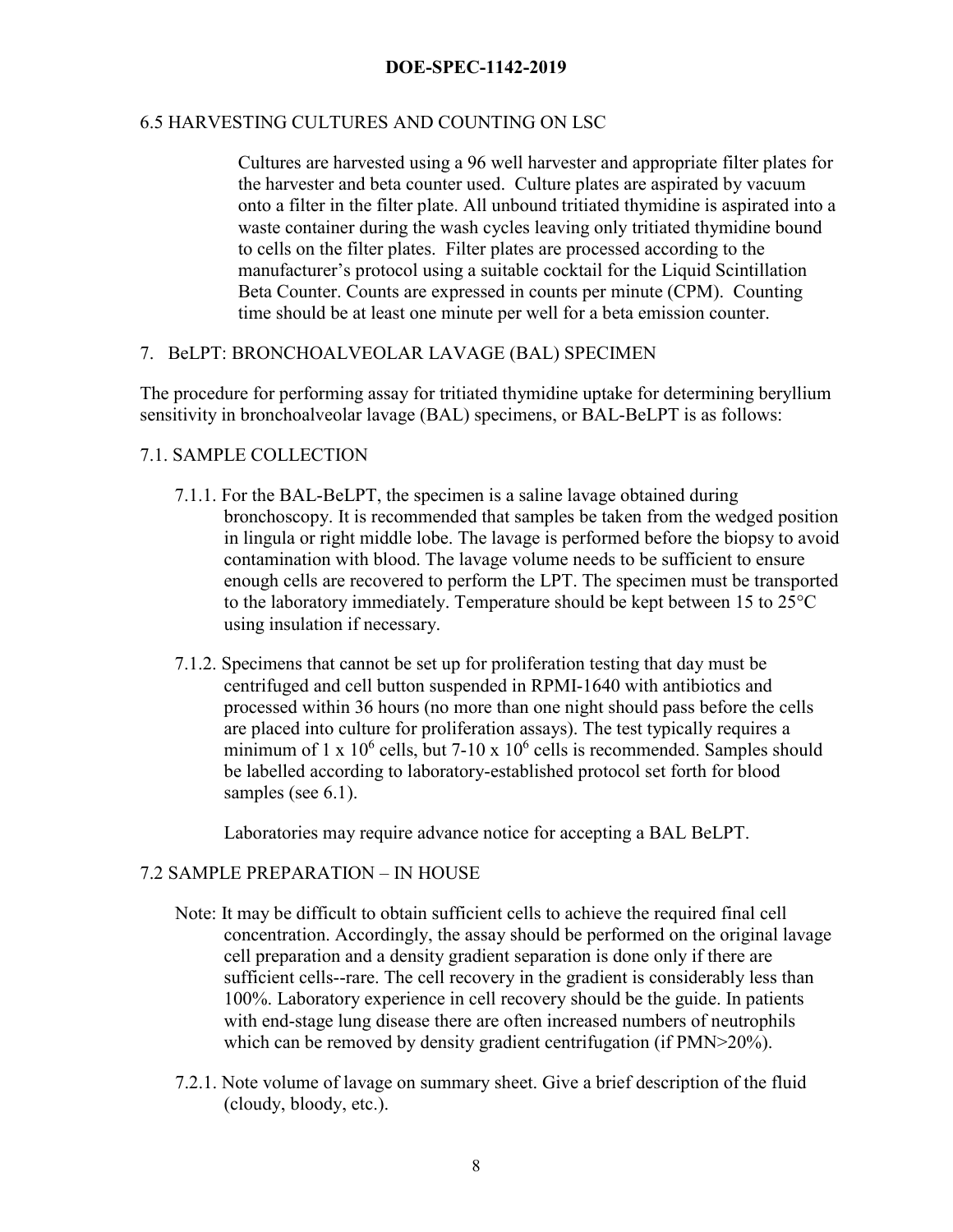### 6.5 HARVESTING CULTURES AND COUNTING ON LSC

Cultures are harvested using a 96 well harvester and appropriate filter plates for the harvester and beta counter used. Culture plates are aspirated by vacuum onto a filter in the filter plate. All unbound tritiated thymidine is aspirated into a waste container during the wash cycles leaving only tritiated thymidine bound to cells on the filter plates. Filter plates are processed according to the manufacturer's protocol using a suitable cocktail for the Liquid Scintillation Beta Counter. Counts are expressed in counts per minute (CPM). Counting time should be at least one minute per well for a beta emission counter.

## 7. BeLPT: BRONCHOALVEOLAR LAVAGE (BAL) SPECIMEN

The procedure for performing assay for tritiated thymidine uptake for determining beryllium sensitivity in bronchoalveolar lavage (BAL) specimens, or BAL-BeLPT is as follows:

### 7.1. SAMPLE COLLECTION

7.1.1. For the BAL-BeLPT, the specimen is a saline lavage obtained during bronchoscopy. It is recommended that samples be taken from the wedged position in lingula or right middle lobe. The lavage is performed before the biopsy to avoid contamination with blood. The lavage volume needs to be sufficient to ensure enough cells are recovered to perform the LPT. The specimen must be transported to the laboratory immediately. Temperature should be kept between 15 to 25°C using insulation if necessary.

7.1.2. Specimens that cannot be set up for proliferation testing that day must be centrifuged and cell button suspended in RPMI-1640 with antibiotics and processed within 36 hours (no more than one night should pass before the cells are placed into culture for proliferation assays). The test typically requires a minimum of $1 \times 10^6$ cells, but $7\text{-}10 \times 10^6$ cells is recommended. Samples should be labelled according to laboratory-established protocol set forth for blood samples (see 6.1).

Laboratories may require advance notice for accepting a BAL BeLPT.

### 7.2 SAMPLE PREPARATION – IN HOUSE

Note: It may be difficult to obtain sufficient cells to achieve the required final cell concentration. Accordingly, the assay should be performed on the original lavage cell preparation and a density gradient separation is done only if there are sufficient cells--rare. The cell recovery in the gradient is considerably less than 100%. Laboratory experience in cell recovery should be the guide. In patients with end-stage lung disease there are often increased numbers of neutrophils which can be removed by density gradient centrifugation (if PMN>20%).

7.2.1. Note volume of lavage on summary sheet. Give a brief description of the fluid (cloudy, bloody, etc.).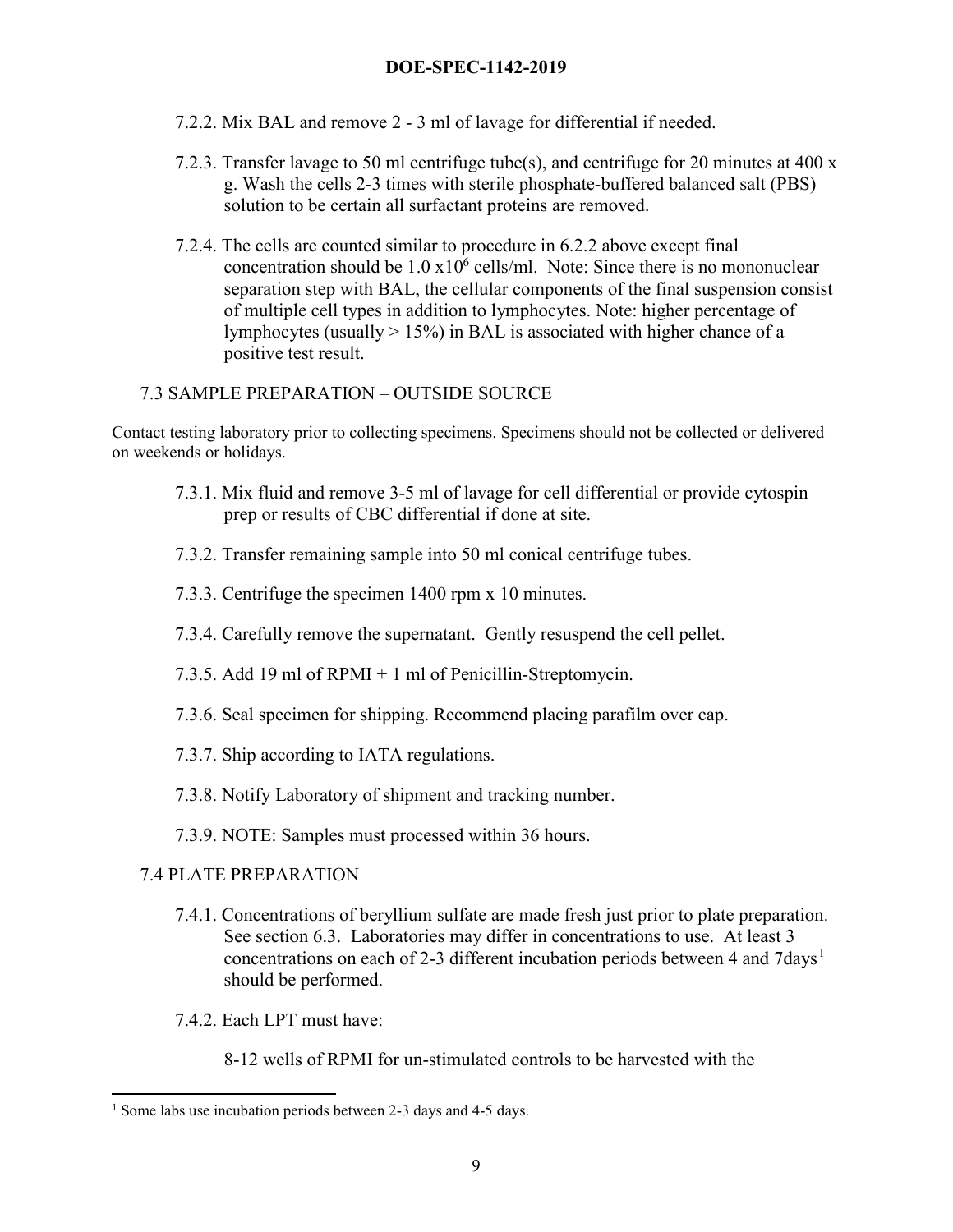7.2.2. Mix BAL and remove 2 - 3 ml of lavage for differential if needed.

7.2.3. Transfer lavage to 50 ml centrifuge tube(s), and centrifuge for 20 minutes at 400 x g. Wash the cells 2-3 times with sterile phosphate-buffered balanced salt (PBS) solution to be certain all surfactant proteins are removed.

7.2.4. The cells are counted similar to procedure in 6.2.2 above except final concentration should be $1.0 \times 10^6$ cells/ml. Note: Since there is no mononuclear separation step with BAL, the cellular components of the final suspension consist of multiple cell types in addition to lymphocytes. Note: higher percentage of lymphocytes (usually > 15%) in BAL is associated with higher chance of a positive test result.

### 7.3 SAMPLE PREPARATION – OUTSIDE SOURCE

Contact testing laboratory prior to collecting specimens. Specimens should not be collected or delivered on weekends or holidays.

7.3.1. Mix fluid and remove 3-5 ml of lavage for cell differential or provide cytospin prep or results of CBC differential if done at site.

7.3.2. Transfer remaining sample into 50 ml conical centrifuge tubes.

7.3.3. Centrifuge the specimen 1400 rpm x 10 minutes.

7.3.4. Carefully remove the supernatant. Gently resuspend the cell pellet.

7.3.5. Add 19 ml of RPMI + 1 ml of Penicillin-Streptomycin.

7.3.6. Seal specimen for shipping. Recommend placing parafilm over cap.

7.3.7. Ship according to IATA regulations.

7.3.8. Notify Laboratory of shipment and tracking number.

7.3.9. NOTE: Samples must processed within 36 hours.

### 7.4 PLATE PREPARATION

7.4.1. Concentrations of beryllium sulfate are made fresh just prior to plate preparation. See section 6.3. Laboratories may differ in concentrations to use. At least 3 concentrations on each of 2-3 different incubation periods between 4 and 7days[1] should be performed.

7.4.2. Each LPT must have:

8-12 wells of RPMI for un-stimulated controls to be harvested with the

---

[1] Some labs use incubation periods between 2-3 days and 4-5 days.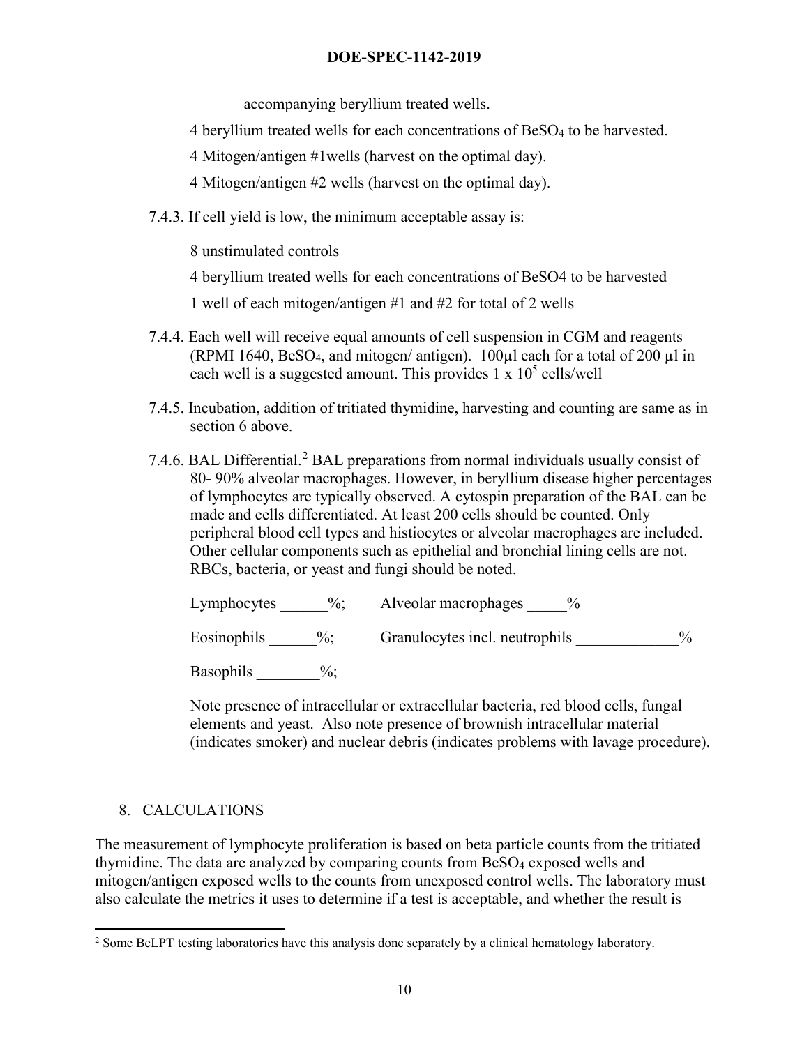accompanying beryllium treated wells.

4 beryllium treated wells for each concentrations of $BeSO_4$ to be harvested.

4 Mitogen/antigen #1wells (harvest on the optimal day).

4 Mitogen/antigen #2 wells (harvest on the optimal day).

7.4.3. If cell yield is low, the minimum acceptable assay is:

8 unstimulated controls

4 beryllium treated wells for each concentrations of BeSO4 to be harvested

1 well of each mitogen/antigen #1 and #2 for total of 2 wells

7.4.4. Each well will receive equal amounts of cell suspension in CGM and reagents (RPMI 1640, $BeSO_4$, and mitogen/ antigen). 100µl each for a total of 200 µl in each well is a suggested amount. This provides $1 \times 10^5$ cells/well

7.4.5. Incubation, addition of tritiated thymidine, harvesting and counting are same as in section 6 above.

7.4.6. BAL Differential.[2] BAL preparations from normal individuals usually consist of 80- 90% alveolar macrophages. However, in beryllium disease higher percentages of lymphocytes are typically observed. A cytospin preparation of the BAL can be made and cells differentiated. At least 200 cells should be counted. Only peripheral blood cell types and histiocytes or alveolar macrophages are included. Other cellular components such as epithelial and bronchial lining cells are not. RBCs, bacteria, or yeast and fungi should be noted.

Lymphocytes ______%; Alveolar macrophages _____%

Eosinophils ______%; Granulocytes incl. neutrophils _____________%

Basophils ________%;

Note presence of intracellular or extracellular bacteria, red blood cells, fungal elements and yeast. Also note presence of brownish intracellular material (indicates smoker) and nuclear debris (indicates problems with lavage procedure).

## 8. CALCULATIONS

The measurement of lymphocyte proliferation is based on beta particle counts from the tritiated thymidine. The data are analyzed by comparing counts from $BeSO_4$ exposed wells and mitogen/antigen exposed wells to the counts from unexposed control wells. The laboratory must also calculate the metrics it uses to determine if a test is acceptable, and whether the result is

[2] Some BeLPT testing laboratories have this analysis done separately by a clinical hematology laboratory.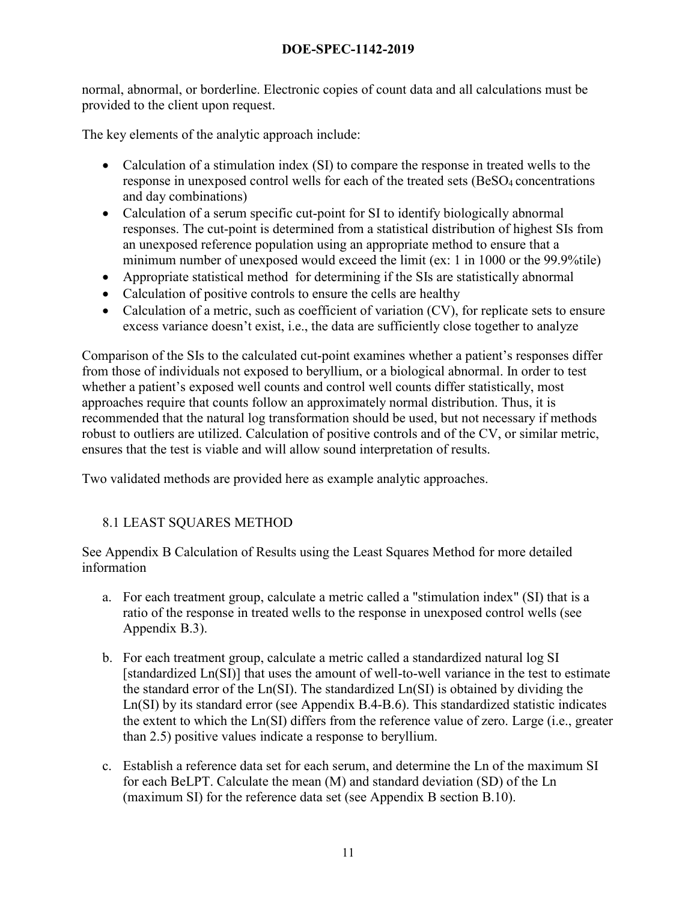normal, abnormal, or borderline. Electronic copies of count data and all calculations must be provided to the client upon request.

The key elements of the analytic approach include:

- Calculation of a stimulation index (SI) to compare the response in treated wells to the response in unexposed control wells for each of the treated sets ($BeSO_4$ concentrations and day combinations)
- Calculation of a serum specific cut-point for SI to identify biologically abnormal responses. The cut-point is determined from a statistical distribution of highest SIs from an unexposed reference population using an appropriate method to ensure that a minimum number of unexposed would exceed the limit (ex: 1 in 1000 or the 99.9%tile)
- Appropriate statistical method for determining if the SIs are statistically abnormal
- Calculation of positive controls to ensure the cells are healthy
- Calculation of a metric, such as coefficient of variation (CV), for replicate sets to ensure excess variance doesn't exist, i.e., the data are sufficiently close together to analyze

Comparison of the SIs to the calculated cut-point examines whether a patient's responses differ from those of individuals not exposed to beryllium, or a biological abnormal. In order to test whether a patient's exposed well counts and control well counts differ statistically, most approaches require that counts follow an approximately normal distribution. Thus, it is recommended that the natural log transformation should be used, but not necessary if methods robust to outliers are utilized. Calculation of positive controls and of the CV, or similar metric, ensures that the test is viable and will allow sound interpretation of results.

Two validated methods are provided here as example analytic approaches.

## 8.1 LEAST SQUARES METHOD

See Appendix B Calculation of Results using the Least Squares Method for more detailed information

a. For each treatment group, calculate a metric called a "stimulation index" (SI) that is a ratio of the response in treated wells to the response in unexposed control wells (see Appendix B.3).

b. For each treatment group, calculate a metric called a standardized natural log SI [standardized Ln(SI)] that uses the amount of well-to-well variance in the test to estimate the standard error of the Ln(SI). The standardized Ln(SI) is obtained by dividing the Ln(SI) by its standard error (see Appendix B.4-B.6). This standardized statistic indicates the extent to which the Ln(SI) differs from the reference value of zero. Large (i.e., greater than 2.5) positive values indicate a response to beryllium.

c. Establish a reference data set for each serum, and determine the Ln of the maximum SI for each BeLPT. Calculate the mean (M) and standard deviation (SD) of the Ln (maximum SI) for the reference data set (see Appendix B section B.10).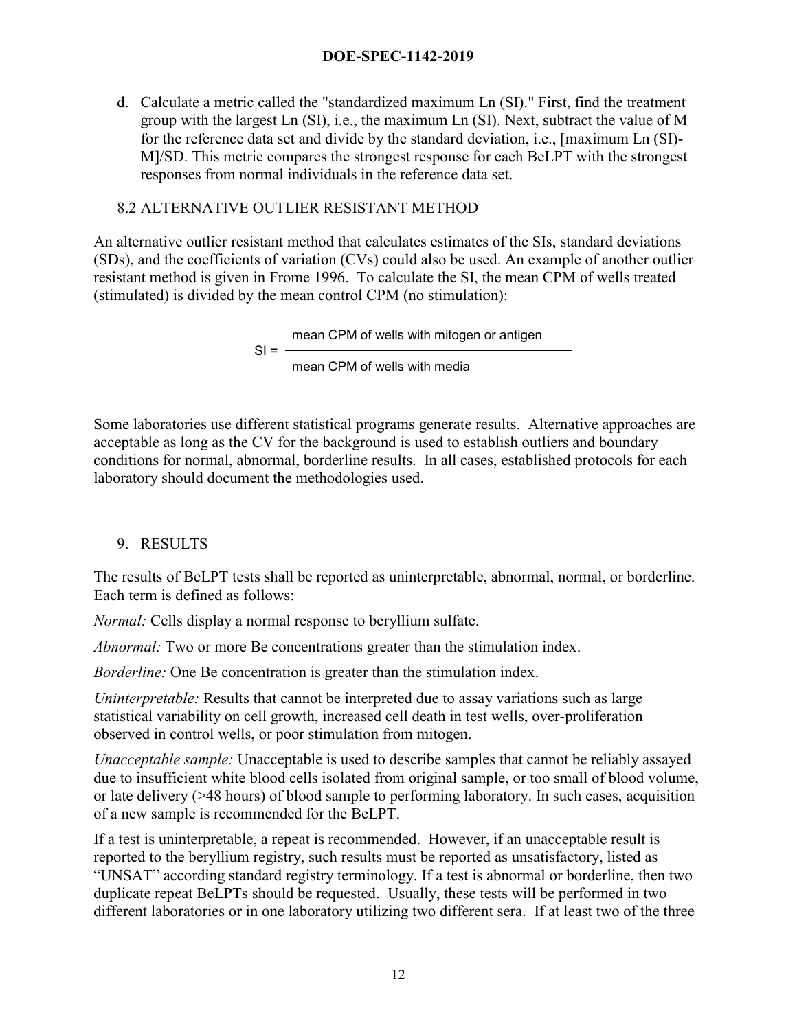d. Calculate a metric called the "standardized maximum Ln (SI)." First, find the treatment group with the largest Ln (SI), i.e., the maximum Ln (SI). Next, subtract the value of M for the reference data set and divide by the standard deviation, i.e., [maximum Ln (SI)-M]/SD. This metric compares the strongest response for each BeLPT with the strongest responses from normal individuals in the reference data set.

## 8.2 ALTERNATIVE OUTLIER RESISTANT METHOD

An alternative outlier resistant method that calculates estimates of the SIs, standard deviations (SDs), and the coefficients of variation (CVs) could also be used. An example of another outlier resistant method is given in Frome 1996. To calculate the SI, the mean CPM of wells treated (stimulated) is divided by the mean control CPM (no stimulation):

$$SI = \frac{\text{mean CPM of wells with mitogen or antigen}}{\text{mean CPM of wells with media}}$$

Some laboratories use different statistical programs generate results. Alternative approaches are acceptable as long as the CV for the background is used to establish outliers and boundary conditions for normal, abnormal, borderline results. In all cases, established protocols for each laboratory should document the methodologies used.

# 9. RESULTS

The results of BeLPT tests shall be reported as uninterpretable, abnormal, normal, or borderline. Each term is defined as follows:

*Normal:* Cells display a normal response to beryllium sulfate.

*Abnormal:* Two or more Be concentrations greater than the stimulation index.

*Borderline:* One Be concentration is greater than the stimulation index.

*Uninterpretable:* Results that cannot be interpreted due to assay variations such as large statistical variability on cell growth, increased cell death in test wells, over-proliferation observed in control wells, or poor stimulation from mitogen.

*Unacceptable sample:* Unacceptable is used to describe samples that cannot be reliably assayed due to insufficient white blood cells isolated from original sample, or too small of blood volume, or late delivery (>48 hours) of blood sample to performing laboratory. In such cases, acquisition of a new sample is recommended for the BeLPT.

If a test is uninterpretable, a repeat is recommended. However, if an unacceptable result is reported to the beryllium registry, such results must be reported as unsatisfactory, listed as "UNSAT" according standard registry terminology. If a test is abnormal or borderline, then two duplicate repeat BeLPTs should be requested. Usually, these tests will be performed in two different laboratories or in one laboratory utilizing two different sera. If at least two of the three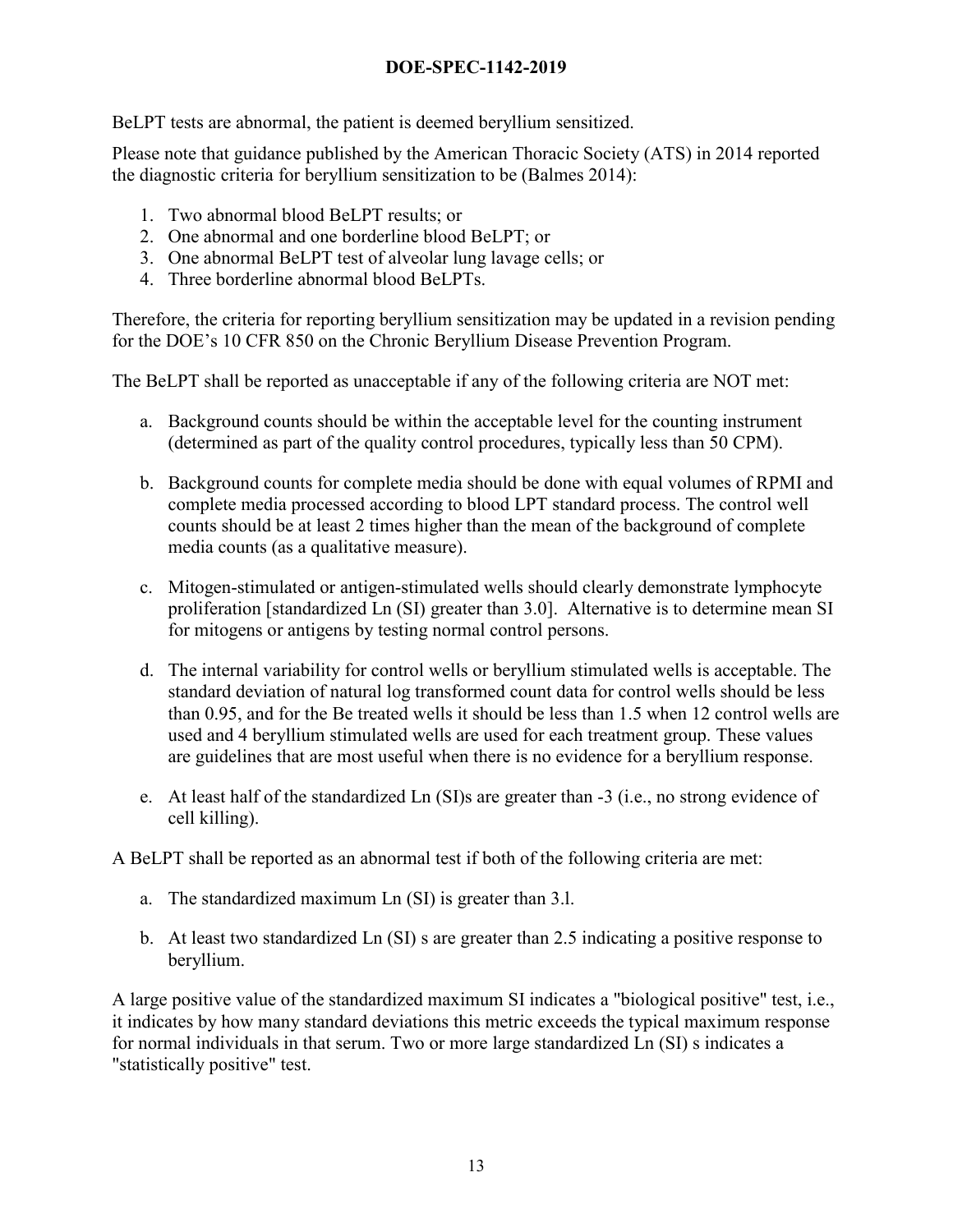BeLPT tests are abnormal, the patient is deemed beryllium sensitized.

Please note that guidance published by the American Thoracic Society (ATS) in 2014 reported the diagnostic criteria for beryllium sensitization to be (Balmes 2014):

1. Two abnormal blood BeLPT results; or
2. One abnormal and one borderline blood BeLPT; or
3. One abnormal BeLPT test of alveolar lung lavage cells; or
4. Three borderline abnormal blood BeLPTs.

Therefore, the criteria for reporting beryllium sensitization may be updated in a revision pending for the DOE's 10 CFR 850 on the Chronic Beryllium Disease Prevention Program.

The BeLPT shall be reported as unacceptable if any of the following criteria are NOT met:

a. Background counts should be within the acceptable level for the counting instrument (determined as part of the quality control procedures, typically less than 50 CPM).

b. Background counts for complete media should be done with equal volumes of RPMI and complete media processed according to blood LPT standard process. The control well counts should be at least 2 times higher than the mean of the background of complete media counts (as a qualitative measure).

c. Mitogen-stimulated or antigen-stimulated wells should clearly demonstrate lymphocyte proliferation [standardized Ln (SI) greater than 3.0]. Alternative is to determine mean SI for mitogens or antigens by testing normal control persons.

d. The internal variability for control wells or beryllium stimulated wells is acceptable. The standard deviation of natural log transformed count data for control wells should be less than 0.95, and for the Be treated wells it should be less than 1.5 when 12 control wells are used and 4 beryllium stimulated wells are used for each treatment group. These values are guidelines that are most useful when there is no evidence for a beryllium response.

e. At least half of the standardized Ln (SI)s are greater than -3 (i.e., no strong evidence of cell killing).

A BeLPT shall be reported as an abnormal test if both of the following criteria are met:

a. The standardized maximum Ln (SI) is greater than 3.l.

b. At least two standardized Ln (SI) s are greater than 2.5 indicating a positive response to beryllium.

A large positive value of the standardized maximum SI indicates a "biological positive" test, i.e., it indicates by how many standard deviations this metric exceeds the typical maximum response for normal individuals in that serum. Two or more large standardized Ln (SI) s indicates a "statistically positive" test.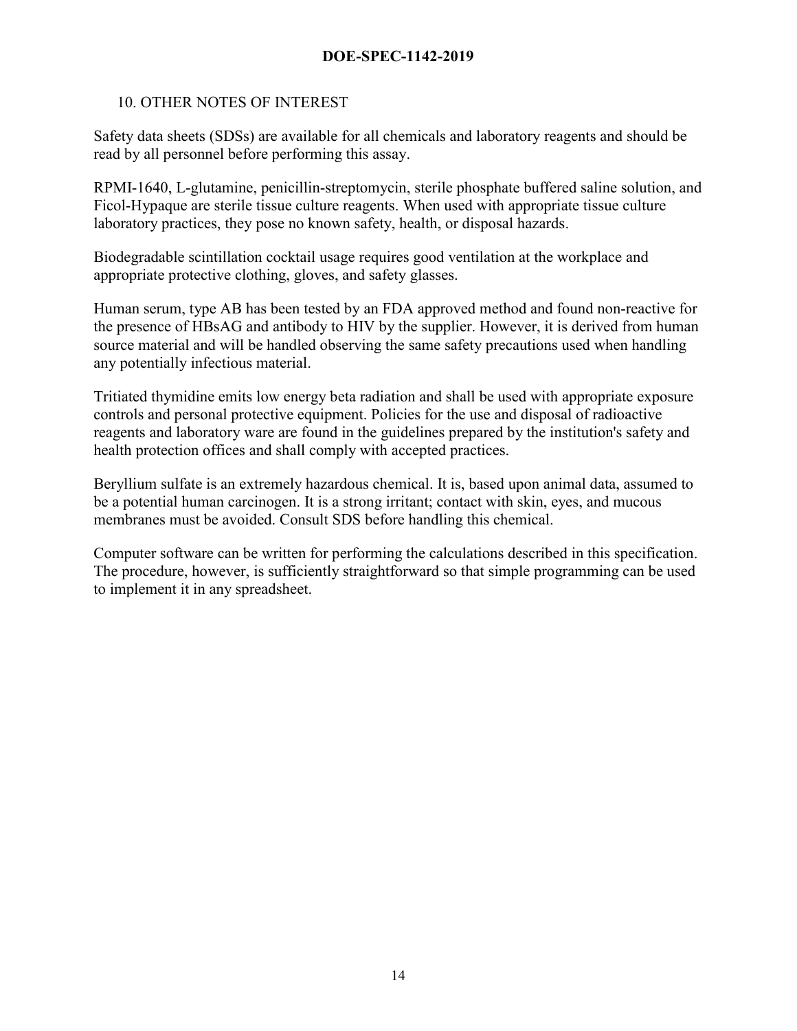## 10. OTHER NOTES OF INTEREST

Safety data sheets (SDSs) are available for all chemicals and laboratory reagents and should be read by all personnel before performing this assay.

RPMI-1640, L-glutamine, penicillin-streptomycin, sterile phosphate buffered saline solution, and Ficol-Hypaque are sterile tissue culture reagents. When used with appropriate tissue culture laboratory practices, they pose no known safety, health, or disposal hazards.

Biodegradable scintillation cocktail usage requires good ventilation at the workplace and appropriate protective clothing, gloves, and safety glasses.

Human serum, type AB has been tested by an FDA approved method and found non-reactive for the presence of HBsAG and antibody to HIV by the supplier. However, it is derived from human source material and will be handled observing the same safety precautions used when handling any potentially infectious material.

Tritiated thymidine emits low energy beta radiation and shall be used with appropriate exposure controls and personal protective equipment. Policies for the use and disposal of radioactive reagents and laboratory ware are found in the guidelines prepared by the institution's safety and health protection offices and shall comply with accepted practices.

Beryllium sulfate is an extremely hazardous chemical. It is, based upon animal data, assumed to be a potential human carcinogen. It is a strong irritant; contact with skin, eyes, and mucous membranes must be avoided. Consult SDS before handling this chemical.

Computer software can be written for performing the calculations described in this specification. The procedure, however, is sufficiently straightforward so that simple programming can be used to implement it in any spreadsheet.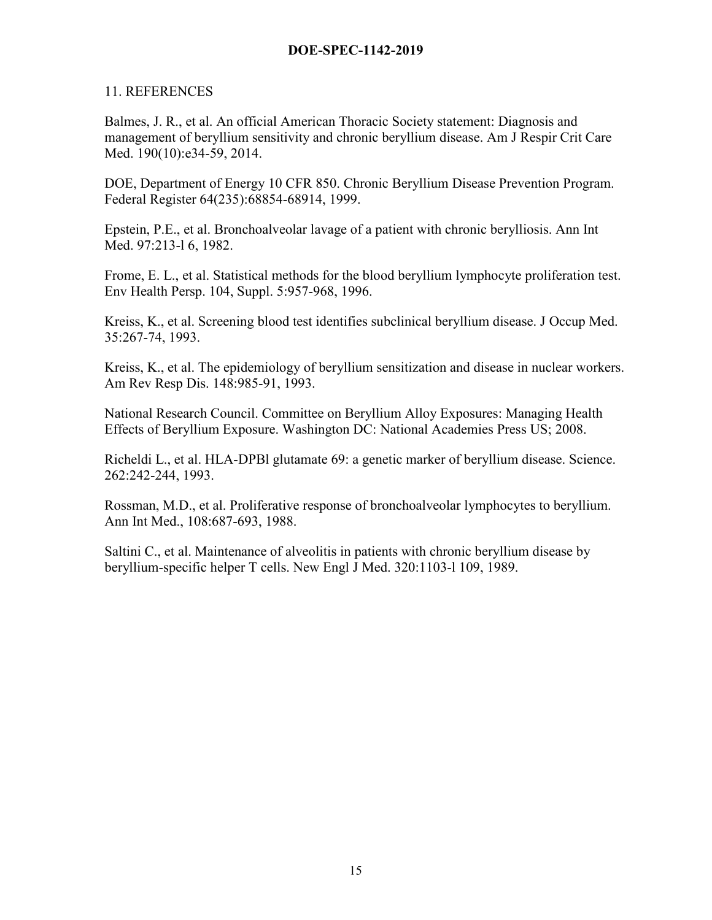## 11. REFERENCES

Balmes, J. R., et al. An official American Thoracic Society statement: Diagnosis and management of beryllium sensitivity and chronic beryllium disease. Am J Respir Crit Care Med. 190(10):e34-59, 2014.

DOE, Department of Energy 10 CFR 850. Chronic Beryllium Disease Prevention Program. Federal Register 64(235):68854-68914, 1999.

Epstein, P.E., et al. Bronchoalveolar lavage of a patient with chronic berylliosis. Ann Int Med. 97:213-l 6, 1982.

Frome, E. L., et al. Statistical methods for the blood beryllium lymphocyte proliferation test. Env Health Persp. 104, Suppl. 5:957-968, 1996.

Kreiss, K., et al. Screening blood test identifies subclinical beryllium disease. J Occup Med. 35:267-74, 1993.

Kreiss, K., et al. The epidemiology of beryllium sensitization and disease in nuclear workers. Am Rev Resp Dis. 148:985-91, 1993.

National Research Council. Committee on Beryllium Alloy Exposures: Managing Health Effects of Beryllium Exposure. Washington DC: National Academies Press US; 2008.

Richeldi L., et al. HLA-DPBl glutamate 69: a genetic marker of beryllium disease. Science. 262:242-244, 1993.

Rossman, M.D., et al. Proliferative response of bronchoalveolar lymphocytes to beryllium. Ann Int Med., 108:687-693, 1988.

Saltini C., et al. Maintenance of alveolitis in patients with chronic beryllium disease by beryllium-specific helper T cells. New Engl J Med. 320:1103-l 109, 1989.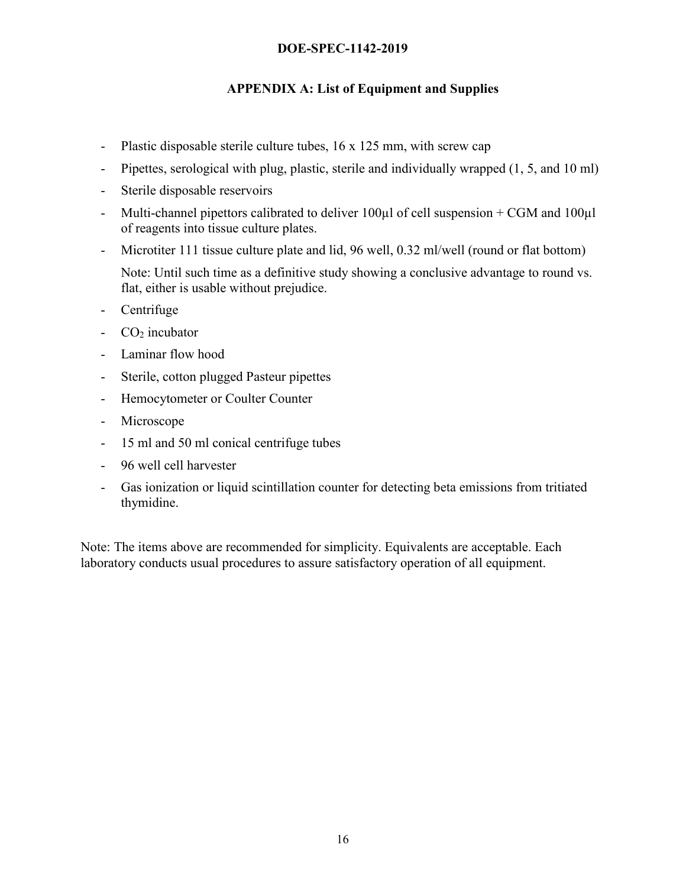## APPENDIX A: List of Equipment and Supplies

- Plastic disposable sterile culture tubes, 16 x 125 mm, with screw cap
- Pipettes, serological with plug, plastic, sterile and individually wrapped (1, 5, and 10 ml)
- Sterile disposable reservoirs
- Multi-channel pipettors calibrated to deliver 100µl of cell suspension + CGM and 100µl of reagents into tissue culture plates.
- Microtiter 111 tissue culture plate and lid, 96 well, 0.32 ml/well (round or flat bottom)

  Note: Until such time as a definitive study showing a conclusive advantage to round vs. flat, either is usable without prejudice.
- Centrifuge
- $CO_2$ incubator
- Laminar flow hood
- Sterile, cotton plugged Pasteur pipettes
- Hemocytometer or Coulter Counter
- Microscope
- 15 ml and 50 ml conical centrifuge tubes
- 96 well cell harvester
- Gas ionization or liquid scintillation counter for detecting beta emissions from tritiated thymidine.

Note: The items above are recommended for simplicity. Equivalents are acceptable. Each laboratory conducts usual procedures to assure satisfactory operation of all equipment.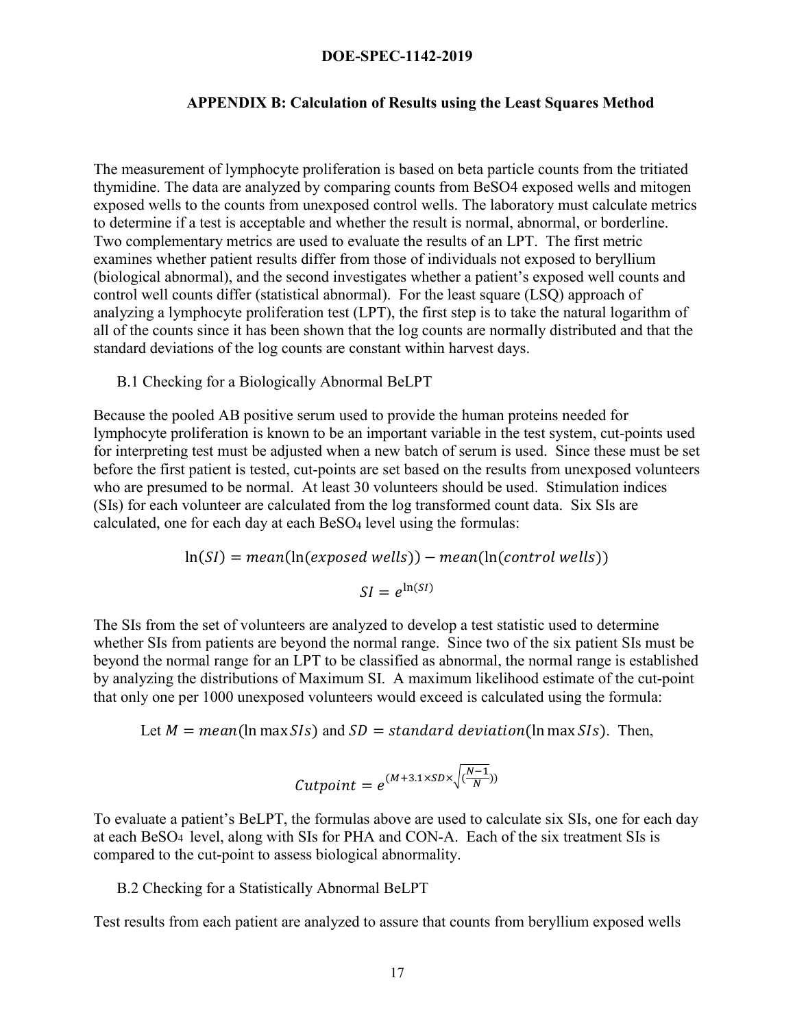## APPENDIX B: Calculation of Results using the Least Squares Method

The measurement of lymphocyte proliferation is based on beta particle counts from the tritiated thymidine. The data are analyzed by comparing counts from $BeSO4$ exposed wells and mitogen exposed wells to the counts from unexposed control wells. The laboratory must calculate metrics to determine if a test is acceptable and whether the result is normal, abnormal, or borderline. Two complementary metrics are used to evaluate the results of an LPT. The first metric examines whether patient results differ from those of individuals not exposed to beryllium (biological abnormal), and the second investigates whether a patient's exposed well counts and control well counts differ (statistical abnormal). For the least square (LSQ) approach of analyzing a lymphocyte proliferation test (LPT), the first step is to take the natural logarithm of all of the counts since it has been shown that the log counts are normally distributed and that the standard deviations of the log counts are constant within harvest days.

### B.1 Checking for a Biologically Abnormal BeLPT

Because the pooled AB positive serum used to provide the human proteins needed for lymphocyte proliferation is known to be an important variable in the test system, cut-points used for interpreting test must be adjusted when a new batch of serum is used. Since these must be set before the first patient is tested, cut-points are set based on the results from unexposed volunteers who are presumed to be normal. At least 30 volunteers should be used. Stimulation indices (SIs) for each volunteer are calculated from the log transformed count data. Six SIs are calculated, one for each day at each $BeSO_4$ level using the formulas:

$$\ln(SI) = mean(\ln(exposed\ wells)) - mean(\ln(control\ wells))$$

$$SI = e^{\ln(SI)}$$

The SIs from the set of volunteers are analyzed to develop a test statistic used to determine whether SIs from patients are beyond the normal range. Since two of the six patient SIs must be beyond the normal range for an LPT to be classified as abnormal, the normal range is established by analyzing the distributions of Maximum SI. A maximum likelihood estimate of the cut-point that only one per 1000 unexposed volunteers would exceed is calculated using the formula:

Let $M = mean(\ln \max SIs)$ and $SD = standard\ deviation(\ln \max SIs)$. Then,

$$Cutpoint = e^{\left(M + 3.1 \times SD \times \sqrt{\left(\frac{N-1}{N}\right)}\right)}$$

To evaluate a patient's BeLPT, the formulas above are used to calculate six SIs, one for each day at each $BeSO_4$ level, along with SIs for PHA and CON-A. Each of the six treatment SIs is compared to the cut-point to assess biological abnormality.

### B.2 Checking for a Statistically Abnormal BeLPT

Test results from each patient are analyzed to assure that counts from beryllium exposed wells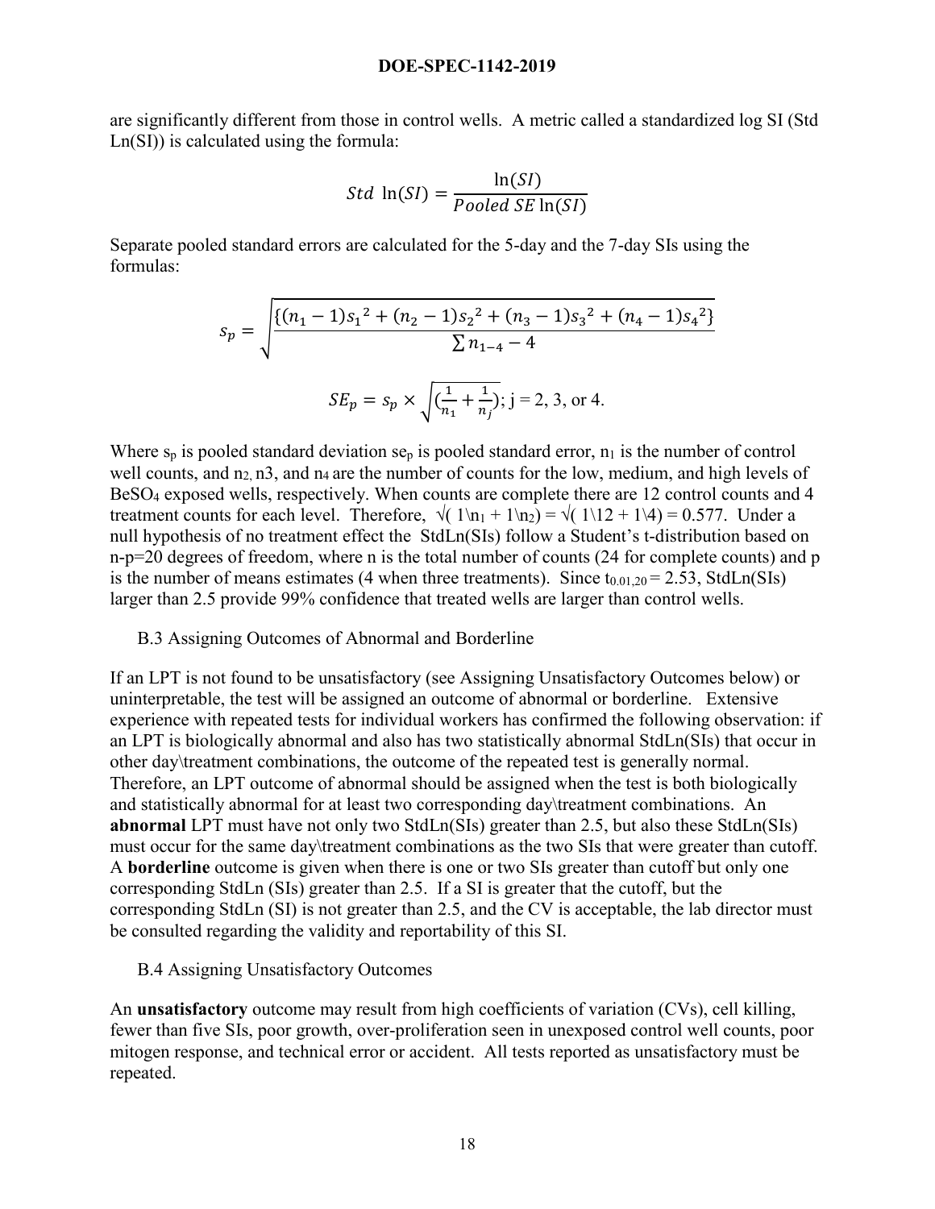are significantly different from those in control wells. A metric called a standardized log SI (Std Ln(SI)) is calculated using the formula:

$$Std\ \ln(SI) = \frac{\ln(SI)}{Pooled\ SE\ \ln(SI)}$$

Separate pooled standard errors are calculated for the 5-day and the 7-day SIs using the formulas:

$$s_p = \sqrt{\frac{\{(n_1-1){s_1}^2 + (n_2-1){s_2}^2 + (n_3-1){s_3}^2 + (n_4-1){s_4}^2\}}{\sum n_{1-4} - 4}}$$

$$SE_p = s_p \times \sqrt{(\frac{1}{n_1} + \frac{1}{n_j})};\ \text{j = 2, 3, or 4.}$$

Where $s_p$ is pooled standard deviation $se_p$ is pooled standard error, $n_1$ is the number of control well counts, and $n_2$, n3, and $n_4$ are the number of counts for the low, medium, and high levels of $BeSO_4$ exposed wells, respectively. When counts are complete there are 12 control counts and 4 treatment counts for each level. Therefore, $\sqrt{(1\backslash n_1 + 1\backslash n_2)} = \sqrt{(1\backslash 12 + 1\backslash 4)} = 0.577$. Under a null hypothesis of no treatment effect the StdLn(SIs) follow a Student's t-distribution based on n-p=20 degrees of freedom, where n is the total number of counts (24 for complete counts) and p is the number of means estimates (4 when three treatments). Since $t_{0.01,20} = 2.53$, StdLn(SIs) larger than 2.5 provide 99% confidence that treated wells are larger than control wells.

### B.3 Assigning Outcomes of Abnormal and Borderline

If an LPT is not found to be unsatisfactory (see Assigning Unsatisfactory Outcomes below) or uninterpretable, the test will be assigned an outcome of abnormal or borderline. Extensive experience with repeated tests for individual workers has confirmed the following observation: if an LPT is biologically abnormal and also has two statistically abnormal StdLn(SIs) that occur in other day\treatment combinations, the outcome of the repeated test is generally normal. Therefore, an LPT outcome of abnormal should be assigned when the test is both biologically and statistically abnormal for at least two corresponding day\treatment combinations. An **abnormal** LPT must have not only two StdLn(SIs) greater than 2.5, but also these StdLn(SIs) must occur for the same day\treatment combinations as the two SIs that were greater than cutoff. A **borderline** outcome is given when there is one or two SIs greater than cutoff but only one corresponding StdLn (SIs) greater than 2.5. If a SI is greater that the cutoff, but the corresponding StdLn (SI) is not greater than 2.5, and the CV is acceptable, the lab director must be consulted regarding the validity and reportability of this SI.

### B.4 Assigning Unsatisfactory Outcomes

An **unsatisfactory** outcome may result from high coefficients of variation (CVs), cell killing, fewer than five SIs, poor growth, over-proliferation seen in unexposed control well counts, poor mitogen response, and technical error or accident. All tests reported as unsatisfactory must be repeated.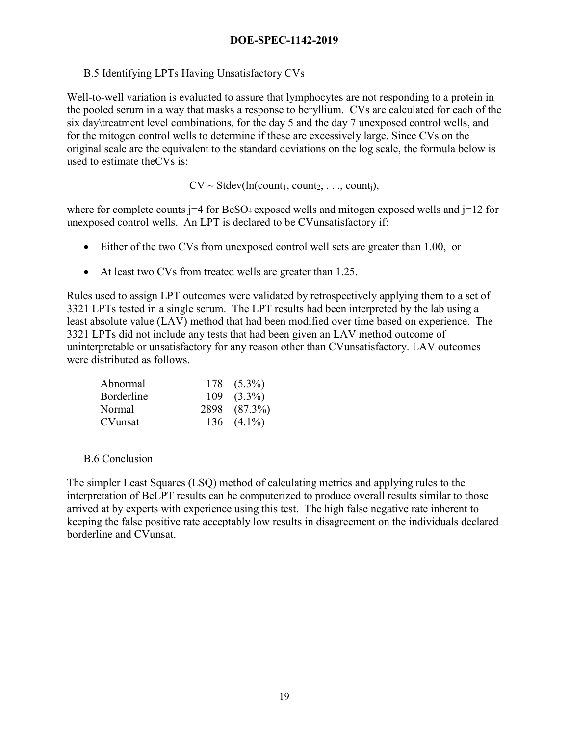### B.5 Identifying LPTs Having Unsatisfactory CVs

Well-to-well variation is evaluated to assure that lymphocytes are not responding to a protein in the pooled serum in a way that masks a response to beryllium. CVs are calculated for each of the six day\treatment level combinations, for the day 5 and the day 7 unexposed control wells, and for the mitogen control wells to determine if these are excessively large. Since CVs on the original scale are the equivalent to the standard deviations on the log scale, the formula below is used to estimate theCVs is:

$$CV \sim \text{Stdev}(\ln(\text{count}_1, \text{count}_2, \ldots, \text{count}_j),$$

where for complete counts j=4 for $BeSO_4$ exposed wells and mitogen exposed wells and j=12 for unexposed control wells. An LPT is declared to be CVunsatisfactory if:

- Either of the two CVs from unexposed control well sets are greater than 1.00, or
- At least two CVs from treated wells are greater than 1.25.

Rules used to assign LPT outcomes were validated by retrospectively applying them to a set of 3321 LPTs tested in a single serum. The LPT results had been interpreted by the lab using a least absolute value (LAV) method that had been modified over time based on experience. The 3321 LPTs did not include any tests that had been given an LAV method outcome of uninterpretable or unsatisfactory for any reason other than CVunsatisfactory. LAV outcomes were distributed as follows.

| | | |
|---|---|---|
| Abnormal | 178 | (5.3%) |
| Borderline | 109 | (3.3%) |
| Normal | 2898 | (87.3%) |
| CVunsat | 136 | (4.1%) |

### B.6 Conclusion

The simpler Least Squares (LSQ) method of calculating metrics and applying rules to the interpretation of BeLPT results can be computerized to produce overall results similar to those arrived at by experts with experience using this test. The high false negative rate inherent to keeping the false positive rate acceptably low results in disagreement on the individuals declared borderline and CVunsat.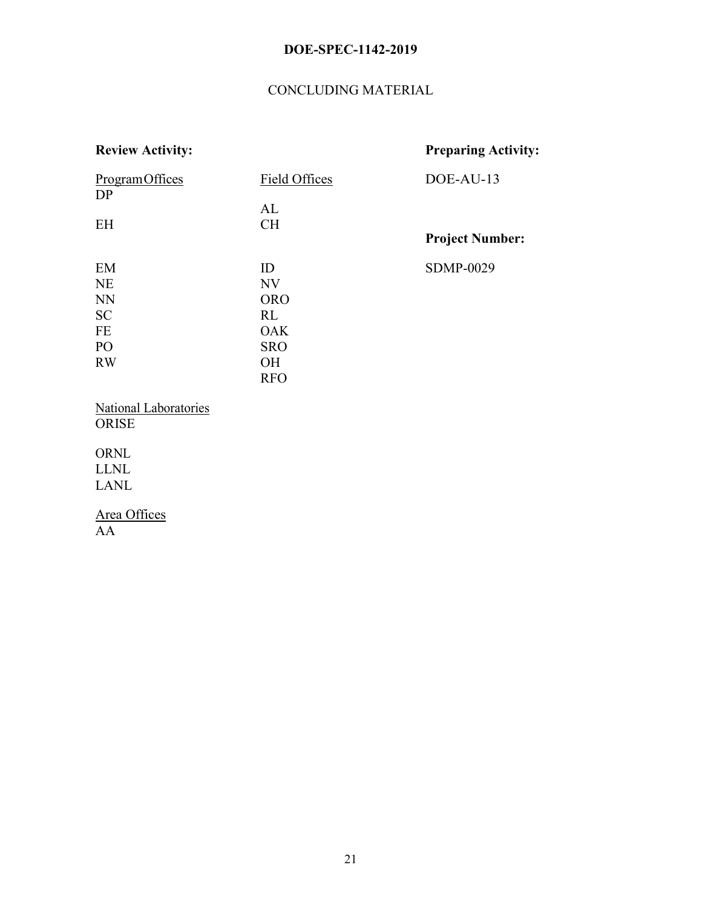CONCLUDING MATERIAL

**Review Activity:**

Program Offices

DP

EH

EM

NE

NN

SC

FE

PO

RW

Field Offices

AL

CH

ID

NV

ORO

RL

OAK

SRO

OH

RFO

National Laboratories

ORISE

ORNL

LLNL

LANL

Area Offices

AA

**Preparing Activity:**

DOE-AU-13

**Project Number:**

SDMP-0029